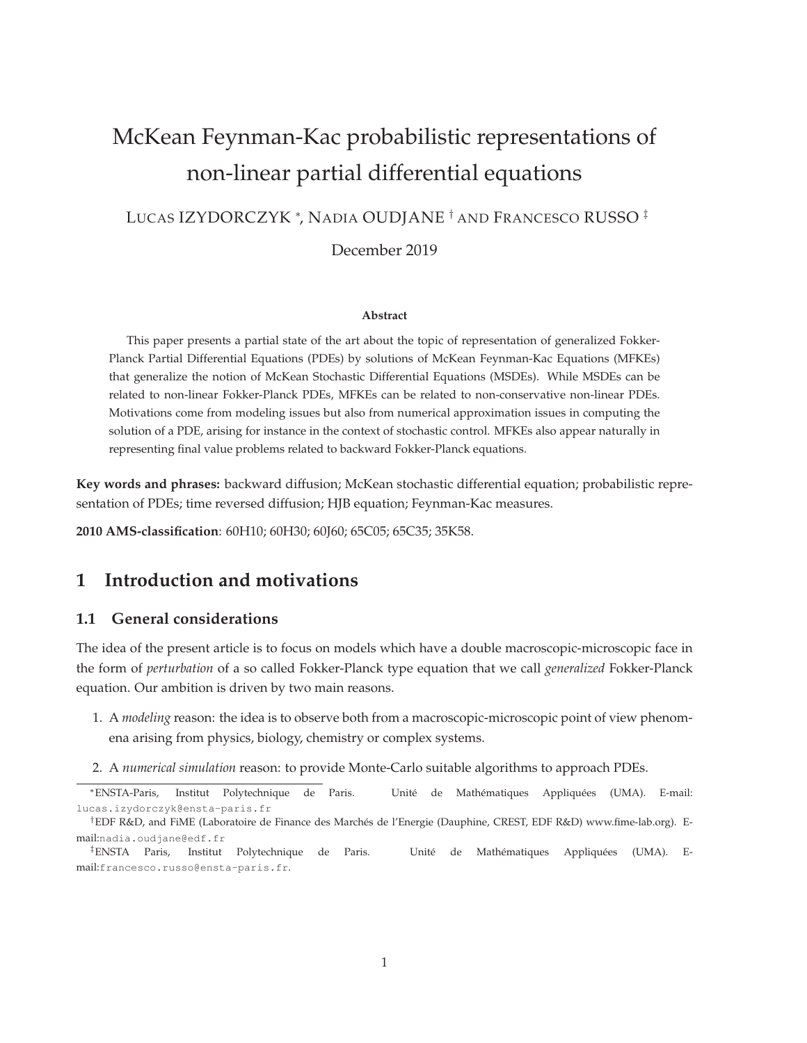# McKean Feynman-Kac probabilistic representations of non-linear partial differential equations

LUCAS IZYDORCZYK [*], NADIA OUDJANE [†] AND FRANCESCO RUSSO [‡]

December 2019

**Abstract**

This paper presents a partial state of the art about the topic of representation of generalized Fokker-Planck Partial Differential Equations (PDEs) by solutions of McKean Feynman-Kac Equations (MFKEs) that generalize the notion of McKean Stochastic Differential Equations (MSDEs). While MSDEs can be related to non-linear Fokker-Planck PDEs, MFKEs can be related to non-conservative non-linear PDEs. Motivations come from modeling issues but also from numerical approximation issues in computing the solution of a PDE, arising for instance in the context of stochastic control. MFKEs also appear naturally in representing final value problems related to backward Fokker-Planck equations.

**Key words and phrases:** backward diffusion; McKean stochastic differential equation; probabilistic representation of PDEs; time reversed diffusion; HJB equation; Feynman-Kac measures.

**2010 AMS-classification**: 60H10; 60H30; 60J60; 65C05; 65C35; 35K58.

## 1 Introduction and motivations

### 1.1 General considerations

The idea of the present article is to focus on models which have a double macroscopic-microscopic face in the form of *perturbation* of a so called Fokker-Planck type equation that we call *generalized* Fokker-Planck equation. Our ambition is driven by two main reasons.

1. A *modeling* reason: the idea is to observe both from a macroscopic-microscopic point of view phenomena arising from physics, biology, chemistry or complex systems.
2. A *numerical simulation* reason: to provide Monte-Carlo suitable algorithms to approach PDEs.

[*]ENSTA-Paris, Institut Polytechnique de Paris. Unité de Mathématiques Appliquées (UMA). E-mail: lucas.izydorczyk@ensta-paris.fr

[†]EDF R&D, and FiME (Laboratoire de Finance des Marchés de l'Energie (Dauphine, CREST, EDF R&D) www.fime-lab.org). E-mail:nadia.oudjane@edf.fr

[‡]ENSTA Paris, Institut Polytechnique de Paris. Unité de Mathématiques Appliquées (UMA). E-mail:francesco.russo@ensta-paris.fr.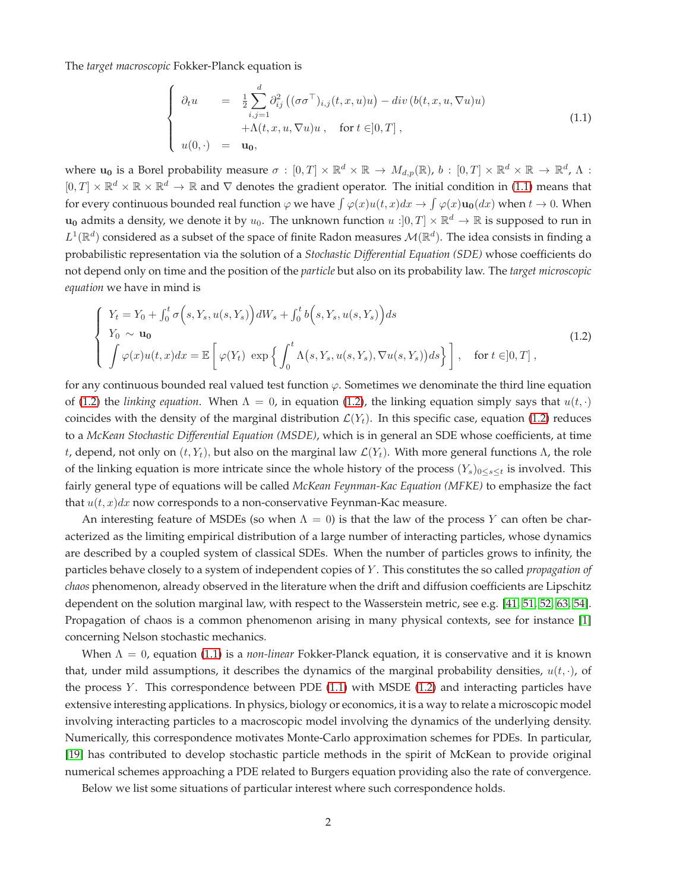The *target macroscopic* Fokker-Planck equation is

$$
\left\{
\begin{array}{rcl}
\partial_t u & = & \frac{1}{2}\sum_{i,j=1}^{d} \partial^2_{ij}\left((\sigma\sigma^\top)_{i,j}(t,x,u)u\right) - div\left(b(t,x,u,\nabla u)u\right) \\
 & & +\Lambda(t,x,u,\nabla u)u\ , \quad \text{for } t\in ]0,T]\ , \\
u(0,\cdot) & = & \mathbf{u_0},
\end{array}
\right.
\tag{1.1}
$$

where $\mathbf{u_0}$ is a Borel probability measure $\sigma : [0,T]\times\mathbb{R}^d\times\mathbb{R} \to M_{d,p}(\mathbb{R})$, $b : [0,T]\times\mathbb{R}^d\times\mathbb{R}\to\mathbb{R}^d$, $\Lambda : [0,T]\times\mathbb{R}^d\times\mathbb{R}\times\mathbb{R}^d\to\mathbb{R}$ and $\nabla$ denotes the gradient operator. The initial condition in (1.1) means that for every continuous bounded real function $\varphi$ we have $\int\varphi(x)u(t,x)dx \to \int\varphi(x)\mathbf{u_0}(dx)$ when $t\to 0$. When $\mathbf{u_0}$ admits a density, we denote it by $u_0$. The unknown function $u : ]0,T]\times\mathbb{R}^d\to\mathbb{R}$ is supposed to run in $L^1(\mathbb{R}^d)$ considered as a subset of the space of finite Radon measures $\mathcal{M}(\mathbb{R}^d)$. The idea consists in finding a probabilistic representation via the solution of a *Stochastic Differential Equation (SDE)* whose coefficients do not depend only on time and the position of the *particle* but also on its probability law. The *target microscopic equation* we have in mind is

$$
\left\{
\begin{array}{l}
Y_t = Y_0 + \int_0^t \sigma\Big(s, Y_s, u(s,Y_s)\Big)dW_s + \int_0^t b\Big(s,Y_s,u(s,Y_s)\Big)ds \\
Y_0 \sim \mathbf{u_0} \\
\displaystyle\int \varphi(x)u(t,x)dx = \mathbb{E}\left[\varphi(Y_t)\ \exp\left\{\int_0^t \Lambda\big(s,Y_s,u(s,Y_s),\nabla u(s,Y_s)\big)ds\right\}\right]\ , \quad \text{for } t\in ]0,T]\ ,
\end{array}
\right.
\tag{1.2}
$$

for any continuous bounded real valued test function $\varphi$. Sometimes we denominate the third line equation of (1.2) the *linking equation*. When $\Lambda = 0$, in equation (1.2), the linking equation simply says that $u(t,\cdot)$ coincides with the density of the marginal distribution $\mathcal{L}(Y_t)$. In this specific case, equation (1.2) reduces to a *McKean Stochastic Differential Equation (MSDE)*, which is in general an SDE whose coefficients, at time $t$, depend, not only on $(t, Y_t)$, but also on the marginal law $\mathcal{L}(Y_t)$. With more general functions $\Lambda$, the role of the linking equation is more intricate since the whole history of the process $(Y_s)_{0\le s\le t}$ is involved. This fairly general type of equations will be called *McKean Feynman-Kac Equation (MFKE)* to emphasize the fact that $u(t,x)dx$ now corresponds to a non-conservative Feynman-Kac measure.

An interesting feature of MSDEs (so when $\Lambda = 0$) is that the law of the process $Y$ can often be characterized as the limiting empirical distribution of a large number of interacting particles, whose dynamics are described by a coupled system of classical SDEs. When the number of particles grows to infinity, the particles behave closely to a system of independent copies of $Y$. This constitutes the so called *propagation of chaos* phenomenon, already observed in the literature when the drift and diffusion coefficients are Lipschitz dependent on the solution marginal law, with respect to the Wasserstein metric, see e.g. [41, 51, 52, 63, 54]. Propagation of chaos is a common phenomenon arising in many physical contexts, see for instance [1] concerning Nelson stochastic mechanics.

When $\Lambda = 0$, equation (1.1) is a *non-linear* Fokker-Planck equation, it is conservative and it is known that, under mild assumptions, it describes the dynamics of the marginal probability densities, $u(t,\cdot)$, of the process $Y$. This correspondence between PDE (1.1) with MSDE (1.2) and interacting particles have extensive interesting applications. In physics, biology or economics, it is a way to relate a microscopic model involving interacting particles to a macroscopic model involving the dynamics of the underlying density. Numerically, this correspondence motivates Monte-Carlo approximation schemes for PDEs. In particular, [19] has contributed to develop stochastic particle methods in the spirit of McKean to provide original numerical schemes approaching a PDE related to Burgers equation providing also the rate of convergence.

Below we list some situations of particular interest where such correspondence holds.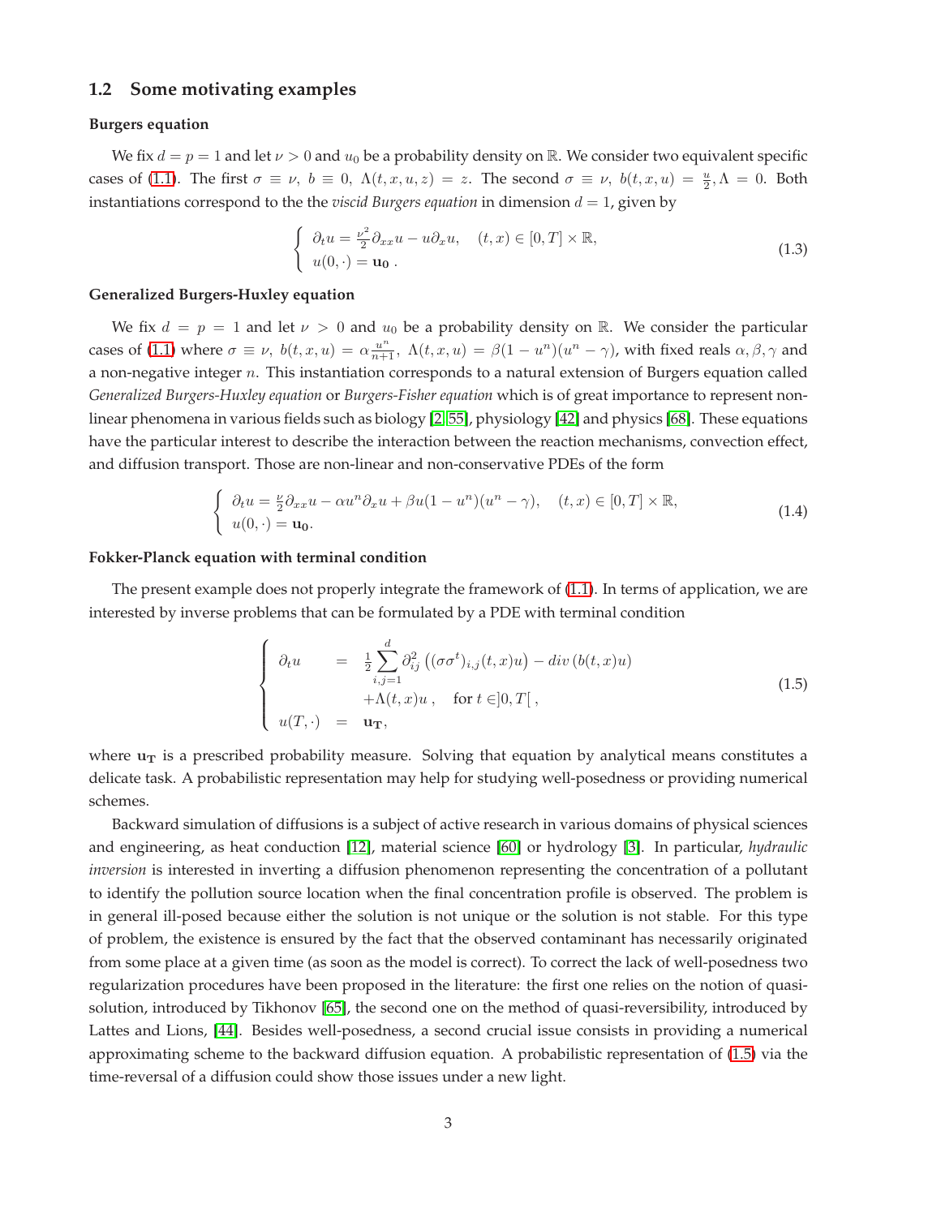## 1.2 Some motivating examples

**Burgers equation**

We fix $d = p = 1$ and let $\nu > 0$ and $u_0$ be a probability density on $\mathbb{R}$. We consider two equivalent specific cases of (1.1). The first $\sigma \equiv \nu$, $b \equiv 0$, $\Lambda(t, x, u, z) = z$. The second $\sigma \equiv \nu$, $b(t, x, u) = \frac{u}{2}, \Lambda = 0$. Both instantiations correspond to the the *viscid Burgers equation* in dimension $d = 1$, given by

$$
\begin{cases} \partial_t u = \frac{\nu^2}{2}\partial_{xx} u - u\partial_x u, & (t, x) \in [0, T] \times \mathbb{R}, \\ u(0, \cdot) = \mathbf{u_0} \, . \end{cases} \tag{1.3}
$$

**Generalized Burgers-Huxley equation**

We fix $d = p = 1$ and let $\nu > 0$ and $u_0$ be a probability density on $\mathbb{R}$. We consider the particular cases of (1.1) where $\sigma \equiv \nu$, $b(t, x, u) = \alpha \frac{u^n}{n+1}$, $\Lambda(t, x, u) = \beta(1 - u^n)(u^n - \gamma)$, with fixed reals $\alpha, \beta, \gamma$ and a non-negative integer $n$. This instantiation corresponds to a natural extension of Burgers equation called *Generalized Burgers-Huxley equation* or *Burgers-Fisher equation* which is of great importance to represent non-linear phenomena in various fields such as biology [2, 55], physiology [42] and physics [68]. These equations have the particular interest to describe the interaction between the reaction mechanisms, convection effect, and diffusion transport. Those are non-linear and non-conservative PDEs of the form

$$
\begin{cases} \partial_t u = \frac{\nu}{2}\partial_{xx} u - \alpha u^n \partial_x u + \beta u(1 - u^n)(u^n - \gamma), & (t, x) \in [0, T] \times \mathbb{R}, \\ u(0, \cdot) = \mathbf{u_0}. \end{cases} \tag{1.4}
$$

**Fokker-Planck equation with terminal condition**

The present example does not properly integrate the framework of (1.1). In terms of application, we are interested by inverse problems that can be formulated by a PDE with terminal condition

$$
\begin{cases} \partial_t u &= \frac{1}{2}\sum_{i,j=1}^{d} \partial_{ij}^2 \left( (\sigma\sigma^t)_{i,j}(t, x) u \right) - div\left(b(t, x) u\right) \\ & \quad + \Lambda(t, x) u \, , \quad \text{for } t \in ]0, T[ \, , \\ u(T, \cdot) &= \mathbf{u_T}, \end{cases} \tag{1.5}
$$

where $\mathbf{u_T}$ is a prescribed probability measure. Solving that equation by analytical means constitutes a delicate task. A probabilistic representation may help for studying well-posedness or providing numerical schemes.

Backward simulation of diffusions is a subject of active research in various domains of physical sciences and engineering, as heat conduction [12], material science [60] or hydrology [3]. In particular, *hydraulic inversion* is interested in inverting a diffusion phenomenon representing the concentration of a pollutant to identify the pollution source location when the final concentration profile is observed. The problem is in general ill-posed because either the solution is not unique or the solution is not stable. For this type of problem, the existence is ensured by the fact that the observed contaminant has necessarily originated from some place at a given time (as soon as the model is correct). To correct the lack of well-posedness two regularization procedures have been proposed in the literature: the first one relies on the notion of quasi-solution, introduced by Tikhonov [65], the second one on the method of quasi-reversibility, introduced by Lattes and Lions, [44]. Besides well-posedness, a second crucial issue consists in providing a numerical approximating scheme to the backward diffusion equation. A probabilistic representation of (1.5) via the time-reversal of a diffusion could show those issues under a new light.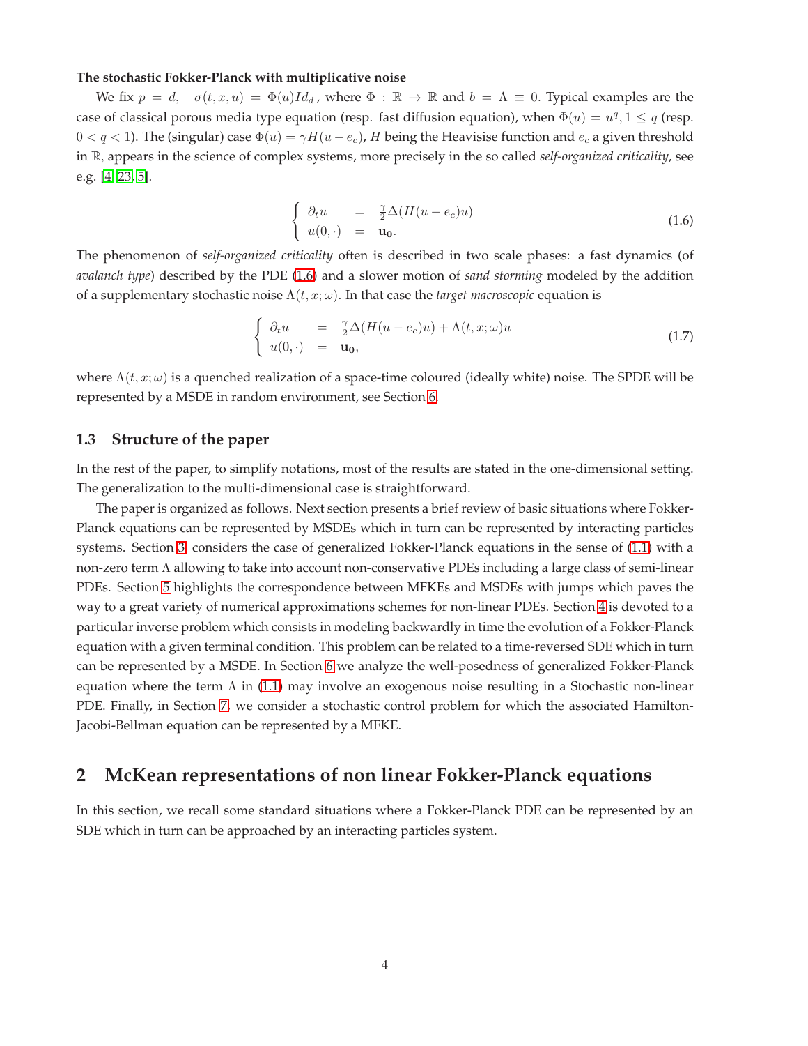**The stochastic Fokker-Planck with multiplicative noise**

We fix $p = d, \quad \sigma(t, x, u) = \Phi(u) Id_d$, where $\Phi : \mathbb{R} \to \mathbb{R}$ and $b = \Lambda \equiv 0$. Typical examples are the case of classical porous media type equation (resp. fast diffusion equation), when $\Phi(u) = u^q, 1 \leq q$ (resp. $0 < q < 1$). The (singular) case $\Phi(u) = \gamma H(u - e_c)$, $H$ being the Heavisise function and $e_c$ a given threshold in $\mathbb{R}$, appears in the science of complex systems, more precisely in the so called *self-organized criticality*, see e.g. [4, 23, 5].

$$\begin{cases} \partial_t u &= \frac{\gamma}{2} \Delta(H(u - e_c)u) \\ u(0, \cdot) &= \mathbf{u_0}. \end{cases} \tag{1.6}$$

The phenomenon of *self-organized criticality* often is described in two scale phases: a fast dynamics (of *avalanch type*) described by the PDE (1.6) and a slower motion of *sand storming* modeled by the addition of a supplementary stochastic noise $\Lambda(t, x; \omega)$. In that case the *target macroscopic* equation is

$$\begin{cases} \partial_t u &= \frac{\gamma}{2} \Delta(H(u - e_c)u) + \Lambda(t, x; \omega)u \\ u(0, \cdot) &= \mathbf{u_0}, \end{cases} \tag{1.7}$$

where $\Lambda(t, x; \omega)$ is a quenched realization of a space-time coloured (ideally white) noise. The SPDE will be represented by a MSDE in random environment, see Section 6.

### 1.3 Structure of the paper

In the rest of the paper, to simplify notations, most of the results are stated in the one-dimensional setting. The generalization to the multi-dimensional case is straightforward.

The paper is organized as follows. Next section presents a brief review of basic situations where Fokker-Planck equations can be represented by MSDEs which in turn can be represented by interacting particles systems. Section 3, considers the case of generalized Fokker-Planck equations in the sense of (1.1) with a non-zero term $\Lambda$ allowing to take into account non-conservative PDEs including a large class of semi-linear PDEs. Section 5 highlights the correspondence between MFKEs and MSDEs with jumps which paves the way to a great variety of numerical approximations schemes for non-linear PDEs. Section 4 is devoted to a particular inverse problem which consists in modeling backwardly in time the evolution of a Fokker-Planck equation with a given terminal condition. This problem can be related to a time-reversed SDE which in turn can be represented by a MSDE. In Section 6 we analyze the well-posedness of generalized Fokker-Planck equation where the term $\Lambda$ in (1.1) may involve an exogenous noise resulting in a Stochastic non-linear PDE. Finally, in Section 7, we consider a stochastic control problem for which the associated Hamilton-Jacobi-Bellman equation can be represented by a MFKE.

## 2 McKean representations of non linear Fokker-Planck equations

In this section, we recall some standard situations where a Fokker-Planck PDE can be represented by an SDE which in turn can be approached by an interacting particles system.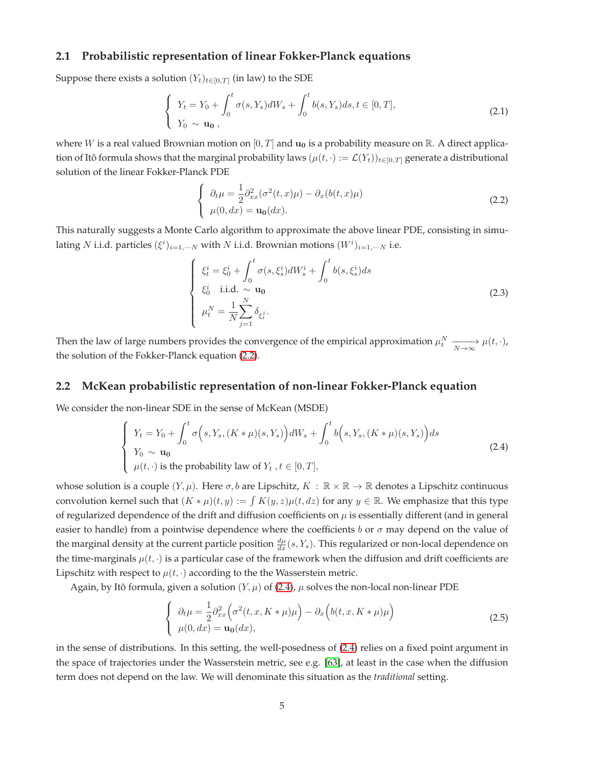## 2.1 Probabilistic representation of linear Fokker-Planck equations

Suppose there exists a solution $(Y_t)_{t\in[0,T]}$ (in law) to the SDE

$$
\left\{\begin{array}{l}
Y_t = Y_0 + \int_0^t \sigma(s, Y_s)dW_s + \int_0^t b(s, Y_s)ds, t \in [0, T], \\
Y_0 \sim \mathbf{u_0}\,,
\end{array}\right. \tag{2.1}
$$

where $W$ is a real valued Brownian motion on $[0, T]$ and $\mathbf{u_0}$ is a probability measure on $\mathbb{R}$. A direct application of Itô formula shows that the marginal probability laws $(\mu(t, \cdot) := \mathcal{L}(Y_t))_{t\in[0,T]}$ generate a distributional solution of the linear Fokker-Planck PDE

$$
\left\{\begin{array}{l}
\partial_t \mu = \frac{1}{2}\partial^2_{xx}(\sigma^2(t, x)\mu) - \partial_x(b(t, x)\mu) \\
\mu(0, dx) = \mathbf{u_0}(dx).
\end{array}\right. \tag{2.2}
$$

This naturally suggests a Monte Carlo algorithm to approximate the above linear PDE, consisting in simulating $N$ i.i.d. particles $(\xi^i)_{i=1,\cdots N}$ with $N$ i.i.d. Brownian motions $(W^i)_{i=1,\cdots N}$ i.e.

$$
\left\{\begin{array}{l}
\xi^i_t = \xi^i_0 + \int_0^t \sigma(s, \xi^i_s)dW^i_s + \int_0^t b(s, \xi^i_s)ds \\
\xi^i_0 \quad \text{i.i.d.} \sim \mathbf{u_0} \\
\mu^N_t = \frac{1}{N}\sum_{j=1}^N \delta_{\xi^j_t}.
\end{array}\right. \tag{2.3}
$$

Then the law of large numbers provides the convergence of the empirical approximation $\mu^N_t \xrightarrow[N\to\infty]{} \mu(t, \cdot)$, the solution of the Fokker-Planck equation (2.2).

## 2.2 McKean probabilistic representation of non-linear Fokker-Planck equation

We consider the non-linear SDE in the sense of McKean (MSDE)

$$
\left\{\begin{array}{l}
Y_t = Y_0 + \int_0^t \sigma\Big(s, Y_s, (K * \mu)(s, Y_s)\Big)dW_s + \int_0^t b\Big(s, Y_s, (K * \mu)(s, Y_s)\Big)ds \\
Y_0 \sim \mathbf{u_0} \\
\mu(t, \cdot) \text{ is the probability law of } Y_t\,, t \in [0, T],
\end{array}\right. \tag{2.4}
$$

whose solution is a couple $(Y, \mu)$. Here $\sigma, b$ are Lipschitz, $K : \mathbb{R} \times \mathbb{R} \to \mathbb{R}$ denotes a Lipschitz continuous convolution kernel such that $(K * \mu)(t, y) := \int K(y, z)\mu(t, dz)$ for any $y \in \mathbb{R}$. We emphasize that this type of regularized dependence of the drift and diffusion coefficients on $\mu$ is essentially different (and in general easier to handle) from a pointwise dependence where the coefficients $b$ or $\sigma$ may depend on the value of the marginal density at the current particle position $\frac{d\mu}{dx}(s, Y_s)$. This regularized or non-local dependence on the time-marginals $\mu(t, \cdot)$ is a particular case of the framework when the diffusion and drift coefficients are Lipschitz with respect to $\mu(t, \cdot)$ according to the the Wasserstein metric.

Again, by Itô formula, given a solution $(Y, \mu)$ of (2.4), $\mu$ solves the non-local non-linear PDE

$$
\left\{\begin{array}{l}
\partial_t \mu = \frac{1}{2}\partial^2_{xx}\Big(\sigma^2(t, x, K * \mu)\mu\Big) - \partial_x\Big(b(t, x, K * \mu)\mu\Big) \\
\mu(0, dx) = \mathbf{u_0}(dx),
\end{array}\right. \tag{2.5}
$$

in the sense of distributions. In this setting, the well-posedness of (2.4) relies on a fixed point argument in the space of trajectories under the Wasserstein metric, see e.g. [63], at least in the case when the diffusion term does not depend on the law. We will denominate this situation as the *traditional* setting.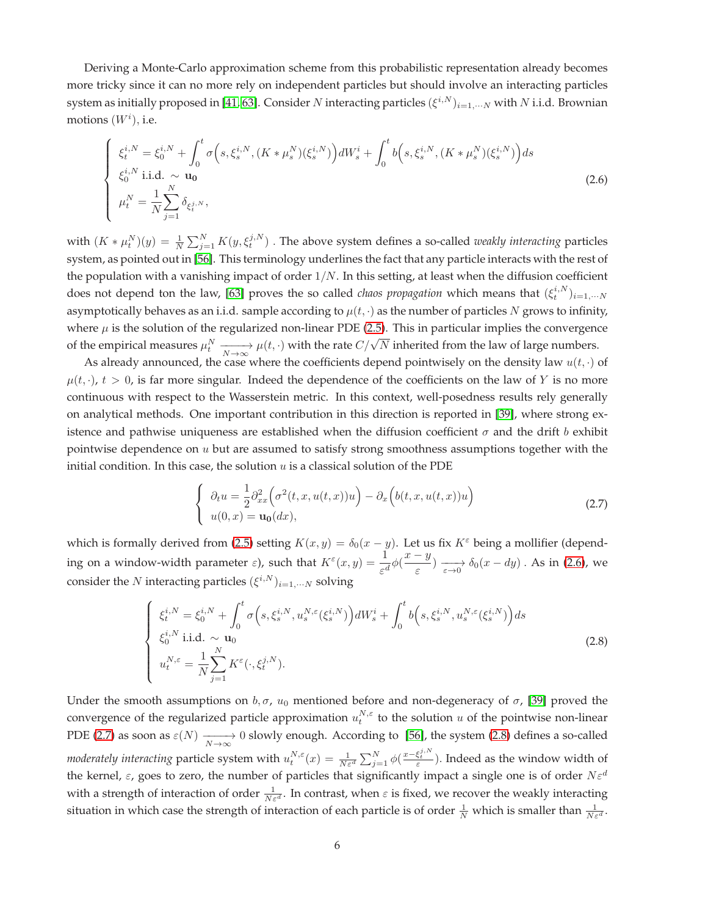Deriving a Monte-Carlo approximation scheme from this probabilistic representation already becomes more tricky since it can no more rely on independent particles but should involve an interacting particles system as initially proposed in [41, 63]. Consider $N$ interacting particles $(\xi^{i,N})_{i=1,\cdots N}$ with $N$ i.i.d. Brownian motions $(W^i)$, i.e.

$$
\begin{cases}
\xi_t^{i,N} = \xi_0^{i,N} + \int_0^t \sigma\Big(s, \xi_s^{i,N}, (K * \mu_s^N)(\xi_s^{i,N})\Big) dW_s^i + \int_0^t b\Big(s, \xi_s^{i,N}, (K * \mu_s^N)(\xi_s^{i,N})\Big) ds \\
\xi_0^{i,N} \text{ i.i.d. } \sim \mathbf{u_0} \\
\mu_t^N = \frac{1}{N} \sum_{j=1}^N \delta_{\xi_t^{j,N}},
\end{cases}
\tag{2.6}
$$

with $(K * \mu_t^N)(y) = \frac{1}{N} \sum_{j=1}^N K(y, \xi_t^{j,N})$ . The above system defines a so-called *weakly interacting* particles system, as pointed out in [56]. This terminology underlines the fact that any particle interacts with the rest of the population with a vanishing impact of order $1/N$. In this setting, at least when the diffusion coefficient does not depend ton the law, [63] proves the so called *chaos propagation* which means that $(\xi_t^{i,N})_{i=1,\cdots N}$ asymptotically behaves as an i.i.d. sample according to $\mu(t,\cdot)$ as the number of particles $N$ grows to infinity, where $\mu$ is the solution of the regularized non-linear PDE (2.5). This in particular implies the convergence of the empirical measures $\mu_t^N \xrightarrow[N\to\infty]{} \mu(t,\cdot)$ with the rate $C/\sqrt{N}$ inherited from the law of large numbers.

As already announced, the case where the coefficients depend pointwisely on the density law $u(t,\cdot)$ of $\mu(t,\cdot)$, $t > 0$, is far more singular. Indeed the dependence of the coefficients on the law of $Y$ is no more continuous with respect to the Wasserstein metric. In this context, well-posedness results rely generally on analytical methods. One important contribution in this direction is reported in [39], where strong existence and pathwise uniqueness are established when the diffusion coefficient $\sigma$ and the drift $b$ exhibit pointwise dependence on $u$ but are assumed to satisfy strong smoothness assumptions together with the initial condition. In this case, the solution $u$ is a classical solution of the PDE

$$
\begin{cases}
\partial_t u = \frac{1}{2} \partial_{xx}^2 \Big(\sigma^2(t,x,u(t,x)) u\Big) - \partial_x \Big(b(t,x,u(t,x)) u\Big) \\
u(0,x) = \mathbf{u_0}(dx),
\end{cases}
\tag{2.7}
$$

which is formally derived from (2.5) setting $K(x,y) = \delta_0(x-y)$. Let us fix $K^\varepsilon$ being a mollifier (depending on a window-width parameter $\varepsilon$), such that $K^\varepsilon(x,y) = \frac{1}{\varepsilon^d}\phi(\frac{x-y}{\varepsilon}) \xrightarrow[\varepsilon\to 0]{} \delta_0(x-dy)$ . As in (2.6), we consider the $N$ interacting particles $(\xi^{i,N})_{i=1,\cdots N}$ solving

$$
\begin{cases}
\xi_t^{i,N} = \xi_0^{i,N} + \int_0^t \sigma\Big(s, \xi_s^{i,N}, u_s^{N,\varepsilon}(\xi_s^{i,N})\Big) dW_s^i + \int_0^t b\Big(s, \xi_s^{i,N}, u_s^{N,\varepsilon}(\xi_s^{i,N})\Big) ds \\
\xi_0^{i,N} \text{ i.i.d. } \sim \mathbf{u}_0 \\
u_t^{N,\varepsilon} = \frac{1}{N} \sum_{j=1}^N K^\varepsilon(\cdot, \xi_t^{j,N}).
\end{cases}
\tag{2.8}
$$

Under the smooth assumptions on $b, \sigma$, $u_0$ mentioned before and non-degeneracy of $\sigma$, [39] proved the convergence of the regularized particle approximation $u_t^{N,\varepsilon}$ to the solution $u$ of the pointwise non-linear PDE (2.7) as soon as $\varepsilon(N) \xrightarrow[N\to\infty]{} 0$ slowly enough. According to [56], the system (2.8) defines a so-called *moderately interacting* particle system with $u_t^{N,\varepsilon}(x) = \frac{1}{N\varepsilon^d}\sum_{j=1}^N \phi(\frac{x-\xi_t^{j,N}}{\varepsilon})$. Indeed as the window width of the kernel, $\varepsilon$, goes to zero, the number of particles that significantly impact a single one is of order $N\varepsilon^d$ with a strength of interaction of order $\frac{1}{N\varepsilon^d}$. In contrast, when $\varepsilon$ is fixed, we recover the weakly interacting situation in which case the strength of interaction of each particle is of order $\frac{1}{N}$ which is smaller than $\frac{1}{N\varepsilon^d}$.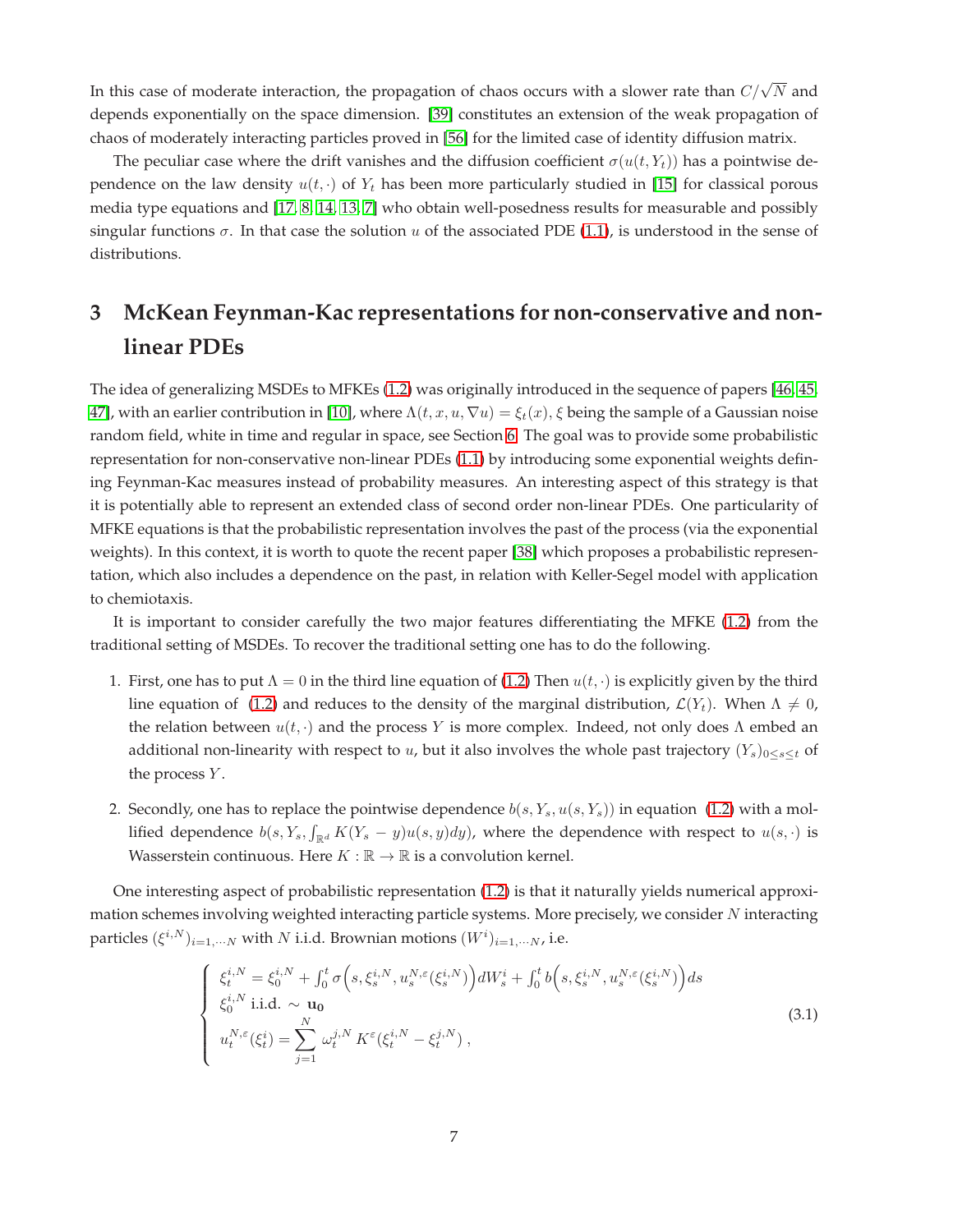In this case of moderate interaction, the propagation of chaos occurs with a slower rate than $C/\sqrt{N}$ and depends exponentially on the space dimension. [39] constitutes an extension of the weak propagation of chaos of moderately interacting particles proved in [56] for the limited case of identity diffusion matrix.

The peculiar case where the drift vanishes and the diffusion coefficient $\sigma(u(t, Y_t))$ has a pointwise dependence on the law density $u(t, \cdot)$ of $Y_t$ has been more particularly studied in [15] for classical porous media type equations and [17, 8, 14, 13, 7] who obtain well-posedness results for measurable and possibly singular functions $\sigma$. In that case the solution $u$ of the associated PDE (1.1), is understood in the sense of distributions.

# 3 McKean Feynman-Kac representations for non-conservative and non-linear PDEs

The idea of generalizing MSDEs to MFKEs (1.2) was originally introduced in the sequence of papers [46, 45, 47], with an earlier contribution in [10], where $\Lambda(t, x, u, \nabla u) = \xi_t(x)$, $\xi$ being the sample of a Gaussian noise random field, white in time and regular in space, see Section 6. The goal was to provide some probabilistic representation for non-conservative non-linear PDEs (1.1) by introducing some exponential weights defining Feynman-Kac measures instead of probability measures. An interesting aspect of this strategy is that it is potentially able to represent an extended class of second order non-linear PDEs. One particularity of MFKE equations is that the probabilistic representation involves the past of the process (via the exponential weights). In this context, it is worth to quote the recent paper [38] which proposes a probabilistic representation, which also includes a dependence on the past, in relation with Keller-Segel model with application to chemiotaxis.

It is important to consider carefully the two major features differentiating the MFKE (1.2) from the traditional setting of MSDEs. To recover the traditional setting one has to do the following.

1. First, one has to put $\Lambda = 0$ in the third line equation of (1.2) Then $u(t, \cdot)$ is explicitly given by the third line equation of (1.2) and reduces to the density of the marginal distribution, $\mathcal{L}(Y_t)$. When $\Lambda \neq 0$, the relation between $u(t, \cdot)$ and the process $Y$ is more complex. Indeed, not only does $\Lambda$ embed an additional non-linearity with respect to $u$, but it also involves the whole past trajectory $(Y_s)_{0 \leq s \leq t}$ of the process $Y$.

2. Secondly, one has to replace the pointwise dependence $b(s, Y_s, u(s, Y_s))$ in equation (1.2) with a mollified dependence $b(s, Y_s, \int_{\mathbb{R}^d} K(Y_s - y) u(s, y) dy)$, where the dependence with respect to $u(s, \cdot)$ is Wasserstein continuous. Here $K : \mathbb{R} \to \mathbb{R}$ is a convolution kernel.

One interesting aspect of probabilistic representation (1.2) is that it naturally yields numerical approximation schemes involving weighted interacting particle systems. More precisely, we consider $N$ interacting particles $(\xi^{i,N})_{i=1,\cdots N}$ with $N$ i.i.d. Brownian motions $(W^i)_{i=1,\cdots N}$, i.e.

$$
\begin{cases}
\xi_t^{i,N} = \xi_0^{i,N} + \int_0^t \sigma\Big(s, \xi_s^{i,N}, u_s^{N,\varepsilon}(\xi_s^{i,N})\Big) dW_s^i + \int_0^t b\Big(s, \xi_s^{i,N}, u_s^{N,\varepsilon}(\xi_s^{i,N})\Big) ds \\
\xi_0^{i,N} \text{ i.i.d. } \sim \mathbf{u_0} \\
u_t^{N,\varepsilon}(\xi_t^i) = \displaystyle\sum_{j=1}^{N} \omega_t^{j,N} \, K^\varepsilon(\xi_t^{i,N} - \xi_t^{j,N}) \, ,
\end{cases}
\tag{3.1}
$$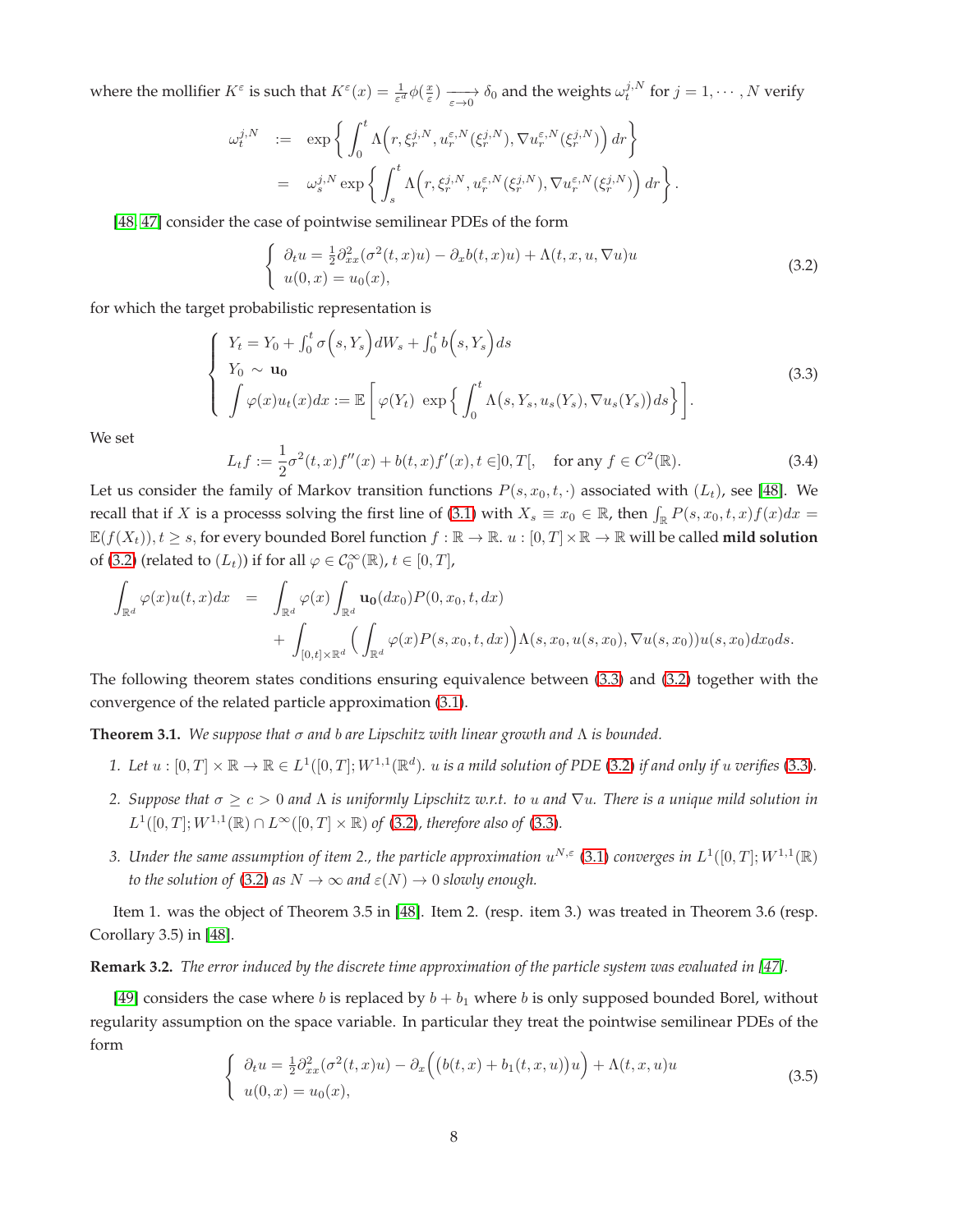where the mollifier $K^\varepsilon$ is such that $K^\varepsilon(x) = \frac{1}{\varepsilon^d}\phi(\frac{x}{\varepsilon}) \xrightarrow[\varepsilon \to 0]{} \delta_0$ and the weights $\omega_t^{j,N}$ for $j = 1, \cdots, N$ verify

$$
\begin{aligned}
\omega_t^{j,N} &:= \exp\left\{ \int_0^t \Lambda\Big(r, \xi_r^{j,N}, u_r^{\varepsilon,N}(\xi_r^{j,N}), \nabla u_r^{\varepsilon,N}(\xi_r^{j,N})\Big)\, dr \right\} \\
&= \omega_s^{j,N} \exp\left\{ \int_s^t \Lambda\Big(r, \xi_r^{j,N}, u_r^{\varepsilon,N}(\xi_r^{j,N}), \nabla u_r^{\varepsilon,N}(\xi_r^{j,N})\Big)\, dr \right\}.
\end{aligned}
$$

[48, 47] consider the case of pointwise semilinear PDEs of the form

$$
\begin{cases}
\partial_t u = \frac{1}{2}\partial_{xx}^2(\sigma^2(t,x)u) - \partial_x b(t,x)u) + \Lambda(t,x,u,\nabla u)u \\
u(0,x) = u_0(x),
\end{cases}
\tag{3.2}
$$

for which the target probabilistic representation is

$$
\begin{cases}
Y_t = Y_0 + \int_0^t \sigma\Big(s, Y_s\Big) dW_s + \int_0^t b\Big(s, Y_s\Big) ds \\
Y_0 \sim \mathbf{u_0} \\
\displaystyle\int \varphi(x) u_t(x) dx := \mathbb{E}\left[ \varphi(Y_t)\ \exp\left\{ \int_0^t \Lambda\big(s, Y_s, u_s(Y_s), \nabla u_s(Y_s)\big) ds \right\} \right].
\end{cases}
\tag{3.3}
$$

We set

$$
L_t f := \frac{1}{2}\sigma^2(t,x) f''(x) + b(t,x) f'(x), t \in ]0,T[, \quad \text{for any } f \in C^2(\mathbb{R}). \tag{3.4}
$$

Let us consider the family of Markov transition functions $P(s, x_0, t, \cdot)$ associated with $(L_t)$, see [48]. We recall that if $X$ is a processs solving the first line of (3.1) with $X_s \equiv x_0 \in \mathbb{R}$, then $\int_{\mathbb{R}} P(s, x_0, t, x) f(x) dx = \mathbb{E}(f(X_t)), t \geq s$, for every bounded Borel function $f : \mathbb{R} \to \mathbb{R}$. $u : [0,T] \times \mathbb{R} \to \mathbb{R}$ will be called **mild solution** of (3.2) (related to $(L_t)$) if for all $\varphi \in \mathcal{C}_0^\infty(\mathbb{R})$, $t \in [0,T]$,

$$
\begin{aligned}
\int_{\mathbb{R}^d} \varphi(x) u(t,x) dx &= \int_{\mathbb{R}^d} \varphi(x) \int_{\mathbb{R}^d} \mathbf{u_0}(dx_0) P(0, x_0, t, dx) \\
&\quad + \int_{[0,t]\times\mathbb{R}^d} \Big( \int_{\mathbb{R}^d} \varphi(x) P(s, x_0, t, dx) \Big) \Lambda(s, x_0, u(s,x_0), \nabla u(s,x_0)) u(s,x_0) dx_0 ds.
\end{aligned}
$$

The following theorem states conditions ensuring equivalence between (3.3) and (3.2) together with the convergence of the related particle approximation (3.1).

**Theorem 3.1.** *We suppose that $\sigma$ and $b$ are Lipschitz with linear growth and $\Lambda$ is bounded.*

1. *Let $u : [0,T] \times \mathbb{R} \to \mathbb{R} \in L^1([0,T]; W^{1,1}(\mathbb{R}^d))$. $u$ is a mild solution of PDE (3.2) if and only if $u$ verifies (3.3).*
2. *Suppose that $\sigma \geq c > 0$ and $\Lambda$ is uniformly Lipschitz w.r.t. to $u$ and $\nabla u$. There is a unique mild solution in $L^1([0,T]; W^{1,1}(\mathbb{R}) \cap L^\infty([0,T] \times \mathbb{R})$ of (3.2), therefore also of (3.3).*
3. *Under the same assumption of item 2., the particle approximation $u^{N,\varepsilon}$ (3.1) converges in $L^1([0,T]; W^{1,1}(\mathbb{R})$ to the solution of (3.2) as $N \to \infty$ and $\varepsilon(N) \to 0$ slowly enough.*

Item 1. was the object of Theorem 3.5 in [48]. Item 2. (resp. item 3.) was treated in Theorem 3.6 (resp. Corollary 3.5) in [48].

**Remark 3.2.** *The error induced by the discrete time approximation of the particle system was evaluated in [47].*

[49] considers the case where $b$ is replaced by $b + b_1$ where $b$ is only supposed bounded Borel, without regularity assumption on the space variable. In particular they treat the pointwise semilinear PDEs of the form

$$
\begin{cases}
\partial_t u = \frac{1}{2}\partial_{xx}^2(\sigma^2(t,x)u) - \partial_x\Big(\big(b(t,x) + b_1(t,x,u)\big)u\Big) + \Lambda(t,x,u)u \\
u(0,x) = u_0(x),
\end{cases}
\tag{3.5}
$$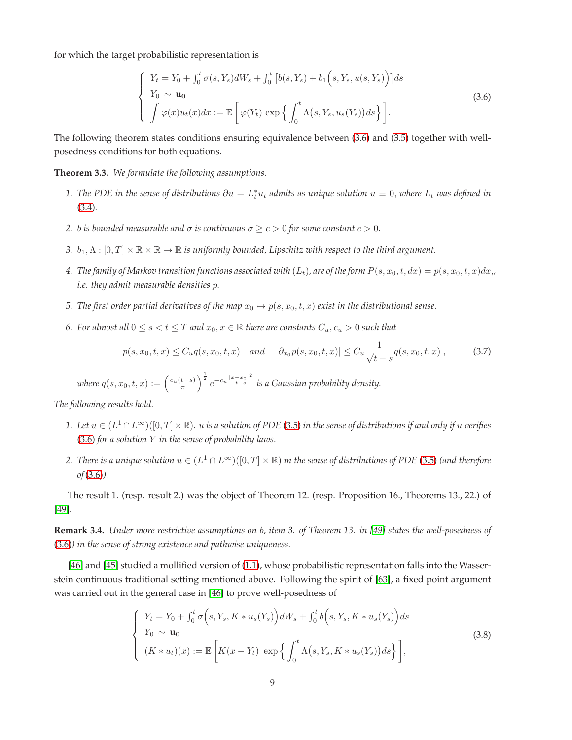for which the target probabilistic representation is

$$
\begin{cases}
Y_t = Y_0 + \int_0^t \sigma(s, Y_s) dW_s + \int_0^t \left[ b(s, Y_s) + b_1\Big(s, Y_s, u(s, Y_s)\Big) \right] ds \\
Y_0 \sim \mathbf{u_0} \\
\displaystyle\int \varphi(x) u_t(x) dx := \mathbb{E}\left[ \varphi(Y_t) \, \exp\Big\{ \int_0^t \Lambda\big(s, Y_s, u_s(Y_s)\big) ds \Big\} \right].
\end{cases}
\tag{3.6}
$$

The following theorem states conditions ensuring equivalence between (3.6) and (3.5) together with well-posedness conditions for both equations.

**Theorem 3.3.** *We formulate the following assumptions.*

1. *The PDE in the sense of distributions $\partial u = L_t^* u_t$ admits as unique solution $u \equiv 0$, where $L_t$ was defined in (3.4).*
2. *$b$ is bounded measurable and $\sigma$ is continuous $\sigma \geq c > 0$ for some constant $c > 0$.*
3. *$b_1, \Lambda : [0, T] \times \mathbb{R} \times \mathbb{R} \to \mathbb{R}$ is uniformly bounded, Lipschitz with respect to the third argument.*
4. *The family of Markov transition functions associated with $(L_t)$, are of the form $P(s, x_0, t, dx) = p(s, x_0, t, x)dx$,, i.e. they admit measurable densities $p$.*
5. *The first order partial derivatives of the map $x_0 \mapsto p(s, x_0, t, x)$ exist in the distributional sense.*
6. *For almost all $0 \leq s < t \leq T$ and $x_0, x \in \mathbb{R}$ there are constants $C_u, c_u > 0$ such that*

$$
p(s, x_0, t, x) \leq C_u q(s, x_0, t, x) \quad \text{and} \quad |\partial_{x_0} p(s, x_0, t, x)| \leq C_u \frac{1}{\sqrt{t-s}} q(s, x_0, t, x) \,,
\tag{3.7}
$$

*where $q(s, x_0, t, x) := \left( \frac{c_u (t-s)}{\pi} \right)^{\frac{1}{2}} e^{-c_u \frac{|x - x_0|^2}{t-s}}$ is a Gaussian probability density.*

*The following results hold.*

1. *Let $u \in (L^1 \cap L^\infty)([0, T] \times \mathbb{R})$. $u$ is a solution of PDE (3.5) in the sense of distributions if and only if $u$ verifies (3.6) for a solution $Y$ in the sense of probability laws.*
2. *There is a unique solution $u \in (L^1 \cap L^\infty)([0, T] \times \mathbb{R})$ in the sense of distributions of PDE (3.5) (and therefore of (3.6)).*

The result 1. (resp. result 2.) was the object of Theorem 12. (resp. Proposition 16., Theorems 13., 22.) of [49].

**Remark 3.4.** *Under more restrictive assumptions on $b$, item 3. of Theorem 13. in [49] states the well-posedness of (3.6)) in the sense of strong existence and pathwise uniqueness.*

[46] and [45] studied a mollified version of (1.1), whose probabilistic representation falls into the Wasserstein continuous traditional setting mentioned above. Following the spirit of [63], a fixed point argument was carried out in the general case in [46] to prove well-posedness of

$$
\begin{cases}
Y_t = Y_0 + \int_0^t \sigma\Big(s, Y_s, K * u_s(Y_s)\Big) dW_s + \int_0^t b\Big(s, Y_s, K * u_s(Y_s)\Big) ds \\
Y_0 \sim \mathbf{u_0} \\
(K * u_t)(x) := \mathbb{E}\left[ K(x - Y_t) \, \exp\Big\{ \displaystyle\int_0^t \Lambda\big(s, Y_s, K * u_s(Y_s)\big) ds \Big\} \right],
\end{cases}
\tag{3.8}
$$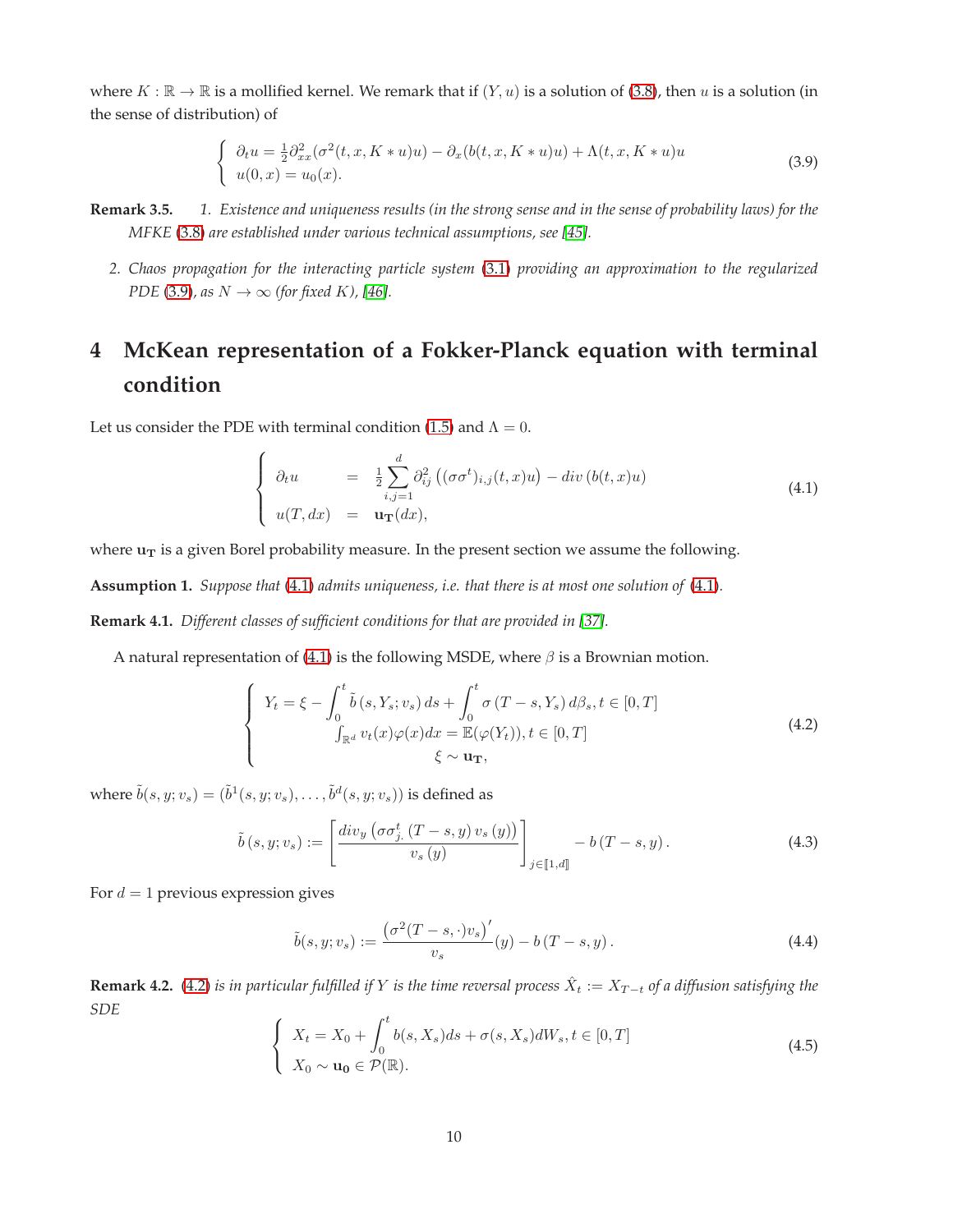where $K : \mathbb{R} \to \mathbb{R}$ is a mollified kernel. We remark that if $(Y, u)$ is a solution of (3.8), then $u$ is a solution (in the sense of distribution) of

$$
\left\{ \begin{array}{l} \partial_t u = \frac{1}{2}\partial^2_{xx}(\sigma^2(t,x,K*u)u) - \partial_x(b(t,x,K*u)u) + \Lambda(t,x,K*u)u \\ u(0,x) = u_0(x). \end{array} \right. \tag{3.9}
$$

**Remark 3.5.** *1. Existence and uniqueness results (in the strong sense and in the sense of probability laws) for the MFKE (3.8) are established under various technical assumptions, see [45].*

*2. Chaos propagation for the interacting particle system (3.1) providing an approximation to the regularized PDE (3.9), as $N \to \infty$ (for fixed $K$), [46].*

# 4 McKean representation of a Fokker-Planck equation with terminal condition

Let us consider the PDE with terminal condition (1.5) and $\Lambda = 0$.

$$
\left\{ \begin{array}{lll} \partial_t u & = & \frac{1}{2}\displaystyle\sum_{i,j=1}^{d} \partial^2_{ij}\left((\sigma\sigma^t)_{i,j}(t,x)u\right) - div\left(b(t,x)u\right) \\ u(T,dx) & = & \mathbf{u_T}(dx), \end{array} \right. \tag{4.1}
$$

where $\mathbf{u_T}$ is a given Borel probability measure. In the present section we assume the following.

**Assumption 1.** *Suppose that (4.1) admits uniqueness, i.e. that there is at most one solution of (4.1).*

**Remark 4.1.** *Different classes of sufficient conditions for that are provided in [37].*

A natural representation of (4.1) is the following MSDE, where $\beta$ is a Brownian motion.

$$
\left\{ \begin{array}{c} Y_t = \xi - \displaystyle\int_0^t \tilde{b}\left(s, Y_s; v_s\right) ds + \int_0^t \sigma\left(T-s, Y_s\right) d\beta_s, t \in [0,T] \\ \int_{\mathbb{R}^d} v_t(x)\varphi(x)dx = \mathbb{E}(\varphi(Y_t)), t \in [0,T] \\ \xi \sim \mathbf{u_T}, \end{array} \right. \tag{4.2}
$$

where $\tilde{b}(s,y;v_s) = (\tilde{b}^1(s,y;v_s), \ldots, \tilde{b}^d(s,y;v_s))$ is defined as

$$
\tilde{b}\left(s, y; v_s\right) := \left[\frac{div_y\left(\sigma\sigma^t_{j\cdot}\left(T-s,y\right)v_s\left(y\right)\right)}{v_s\left(y\right)}\right]_{j \in [\![1,d]\!]} - b\left(T-s,y\right). \tag{4.3}
$$

For $d = 1$ previous expression gives

$$
\tilde{b}(s,y;v_s) := \frac{\left(\sigma^2(T-s,\cdot)v_s\right)'}{v_s}(y) - b\left(T-s,y\right). \tag{4.4}
$$

**Remark 4.2.** *(4.2) is in particular fulfilled if $Y$ is the time reversal process $\hat{X}_t := X_{T-t}$ of a diffusion satisfying the SDE*

$$
\left\{ \begin{array}{l} X_t = X_0 + \displaystyle\int_0^t b(s,X_s)ds + \sigma(s,X_s)dW_s, t \in [0,T] \\ X_0 \sim \mathbf{u_0} \in \mathcal{P}(\mathbb{R}). \end{array} \right. \tag{4.5}
$$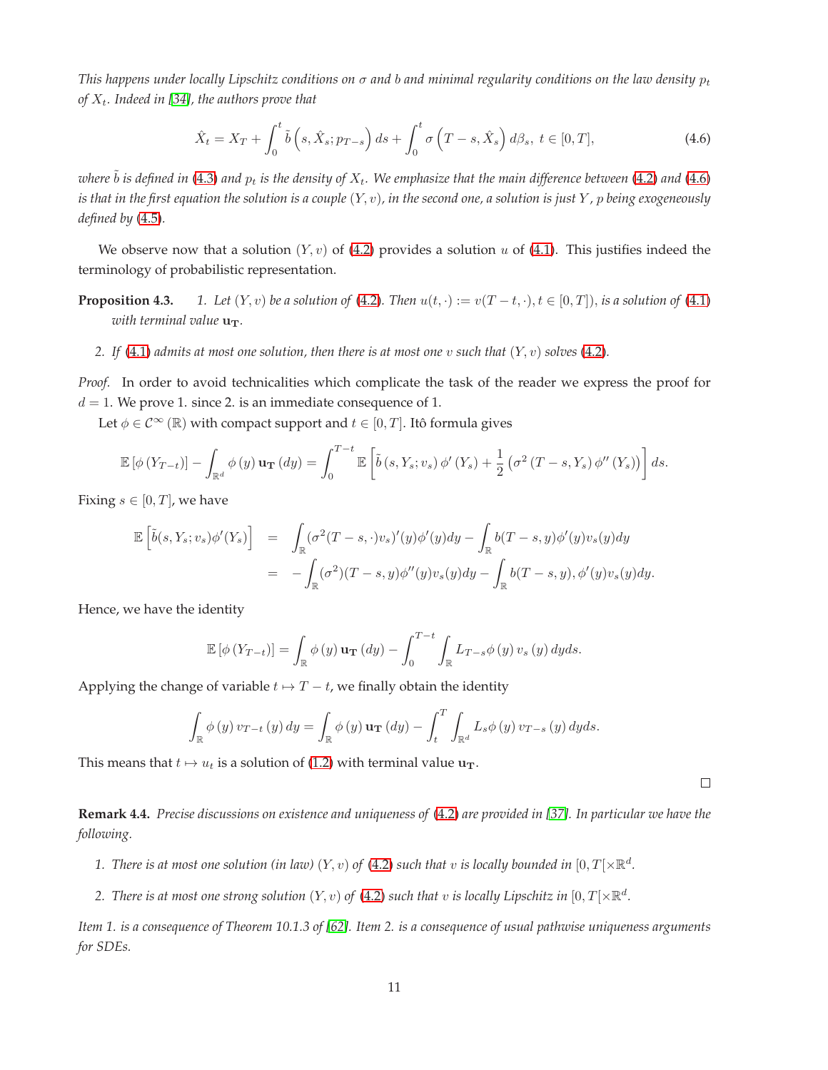*This happens under locally Lipschitz conditions on $\sigma$ and $b$ and minimal regularity conditions on the law density $p_t$ of $X_t$. Indeed in [34], the authors prove that*

$$\hat{X}_t = X_T + \int_0^t \tilde{b}\left(s, \hat{X}_s; p_{T-s}\right) ds + \int_0^t \sigma\left(T-s, \hat{X}_s\right) d\beta_s,\ t \in [0,T], \tag{4.6}$$

*where $\tilde{b}$ is defined in (4.3) and $p_t$ is the density of $X_t$. We emphasize that the main difference between (4.2) and (4.6) is that in the first equation the solution is a couple $(Y, v)$, in the second one, a solution is just $Y$, $p$ being exogeneously defined by (4.5).*

We observe now that a solution $(Y, v)$ of (4.2) provides a solution $u$ of (4.1). This justifies indeed the terminology of probabilistic representation.

**Proposition 4.3.** *1. Let $(Y, v)$ be a solution of (4.2). Then $u(t, \cdot) := v(T-t, \cdot), t \in [0,T])$, is a solution of (4.1) with terminal value $\mathbf{u_T}$.*

*2. If (4.1) admits at most one solution, then there is at most one $v$ such that $(Y, v)$ solves (4.2).*

*Proof.* In order to avoid technicalities which complicate the task of the reader we express the proof for $d = 1$. We prove 1. since 2. is an immediate consequence of 1.

Let $\phi \in \mathcal{C}^\infty(\mathbb{R})$ with compact support and $t \in [0,T]$. Itô formula gives

$$\mathbb{E}\left[\phi\left(Y_{T-t}\right)\right] - \int_{\mathbb{R}^d} \phi(y)\, \mathbf{u_T}(dy) = \int_0^{T-t} \mathbb{E}\left[\tilde{b}\left(s, Y_s; v_s\right)\phi'\left(Y_s\right) + \frac{1}{2}\left(\sigma^2\left(T-s, Y_s\right)\phi''\left(Y_s\right)\right)\right] ds.$$

Fixing $s \in [0,T]$, we have

$$\begin{aligned}
\mathbb{E}\left[\tilde{b}(s, Y_s; v_s)\phi'(Y_s)\right] &= \int_{\mathbb{R}} (\sigma^2(T-s,\cdot)v_s)'(y)\phi'(y)dy - \int_{\mathbb{R}} b(T-s,y)\phi'(y)v_s(y)dy \\
&= -\int_{\mathbb{R}} (\sigma^2)(T-s,y)\phi''(y)v_s(y)dy - \int_{\mathbb{R}} b(T-s,y), \phi'(y)v_s(y)dy.
\end{aligned}$$

Hence, we have the identity

$$\mathbb{E}\left[\phi\left(Y_{T-t}\right)\right] = \int_{\mathbb{R}} \phi(y)\, \mathbf{u_T}(dy) - \int_0^{T-t}\int_{\mathbb{R}} L_{T-s}\phi(y)\, v_s(y)\, dyds.$$

Applying the change of variable $t \mapsto T-t$, we finally obtain the identity

$$\int_{\mathbb{R}} \phi(y)\, v_{T-t}(y)\, dy = \int_{\mathbb{R}} \phi(y)\, \mathbf{u_T}(dy) - \int_t^T \int_{\mathbb{R}^d} L_s\phi(y)\, v_{T-s}(y)\, dyds.$$

This means that $t \mapsto u_t$ is a solution of (1.2) with terminal value $\mathbf{u_T}$.

□

**Remark 4.4.** *Precise discussions on existence and uniqueness of (4.2) are provided in [37]. In particular we have the following.*

1. *There is at most one solution (in law) $(Y, v)$ of (4.2) such that $v$ is locally bounded in $[0,T[\times\mathbb{R}^d$.*
2. *There is at most one strong solution $(Y, v)$ of (4.2) such that $v$ is locally Lipschitz in $[0,T[\times\mathbb{R}^d$.*

*Item 1. is a consequence of Theorem 10.1.3 of [62]. Item 2. is a consequence of usual pathwise uniqueness arguments for SDEs.*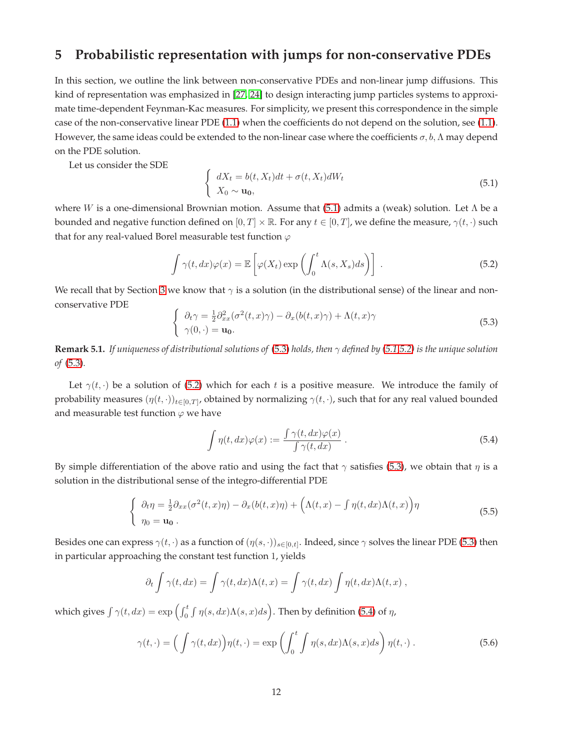## 5 Probabilistic representation with jumps for non-conservative PDEs

In this section, we outline the link between non-conservative PDEs and non-linear jump diffusions. This kind of representation was emphasized in [27, 24] to design interacting jump particles systems to approximate time-dependent Feynman-Kac measures. For simplicity, we present this correspondence in the simple case of the non-conservative linear PDE (1.1) when the coefficients do not depend on the solution, see (1.1). However, the same ideas could be extended to the non-linear case where the coefficients $\sigma, b, \Lambda$ may depend on the PDE solution.

Let us consider the SDE

$$
\begin{cases} dX_t = b(t, X_t)dt + \sigma(t, X_t)dW_t \\ X_0 \sim \mathbf{u_0}, \end{cases} \tag{5.1}
$$

where $W$ is a one-dimensional Brownian motion. Assume that (5.1) admits a (weak) solution. Let $\Lambda$ be a bounded and negative function defined on $[0, T] \times \mathbb{R}$. For any $t \in [0, T]$, we define the measure, $\gamma(t, \cdot)$ such that for any real-valued Borel measurable test function $\varphi$

$$
\int \gamma(t, dx)\varphi(x) = \mathbb{E}\left[\varphi(X_t) \exp\left(\int_0^t \Lambda(s, X_s)ds\right)\right] . \tag{5.2}
$$

We recall that by Section 3 we know that $\gamma$ is a solution (in the distributional sense) of the linear and non-conservative PDE

$$
\begin{cases} \partial_t \gamma = \frac{1}{2}\partial^2_{xx}(\sigma^2(t, x)\gamma) - \partial_x(b(t, x)\gamma) + \Lambda(t, x)\gamma \\ \gamma(0, \cdot) = \mathbf{u_0}. \end{cases} \tag{5.3}
$$

**Remark 5.1.** *If uniqueness of distributional solutions of (5.3) holds, then $\gamma$ defined by (5.1,5.2) is the unique solution of (5.3).*

Let $\gamma(t, \cdot)$ be a solution of (5.2) which for each $t$ is a positive measure. We introduce the family of probability measures $(\eta(t, \cdot))_{t \in [0,T]}$, obtained by normalizing $\gamma(t, \cdot)$, such that for any real valued bounded and measurable test function $\varphi$ we have

$$
\int \eta(t, dx)\varphi(x) := \frac{\int \gamma(t, dx)\varphi(x)}{\int \gamma(t, dx)} . \tag{5.4}
$$

By simple differentiation of the above ratio and using the fact that $\gamma$ satisfies (5.3), we obtain that $\eta$ is a solution in the distributional sense of the integro-differential PDE

$$
\begin{cases} \partial_t \eta = \frac{1}{2}\partial_{xx}(\sigma^2(t, x)\eta) - \partial_x(b(t, x)\eta) + \Big(\Lambda(t, x) - \int \eta(t, dx)\Lambda(t, x)\Big)\eta \\ \eta_0 = \mathbf{u_0} . \end{cases} \tag{5.5}
$$

Besides one can express $\gamma(t, \cdot)$ as a function of $(\eta(s, \cdot))_{s \in [0,t]}$. Indeed, since $\gamma$ solves the linear PDE (5.3) then in particular approaching the constant test function 1, yields

$$
\partial_t \int \gamma(t, dx) = \int \gamma(t, dx)\Lambda(t, x) = \int \gamma(t, dx) \int \eta(t, dx)\Lambda(t, x) ,
$$

which gives $\int \gamma(t, dx) = \exp\left(\int_0^t \int \eta(s, dx)\Lambda(s, x)ds\right)$. Then by definition (5.4) of $\eta$,

$$
\gamma(t, \cdot) = \Big(\int \gamma(t, dx)\Big)\eta(t, \cdot) = \exp\left(\int_0^t \int \eta(s, dx)\Lambda(s, x)ds\right)\eta(t, \cdot) . \tag{5.6}
$$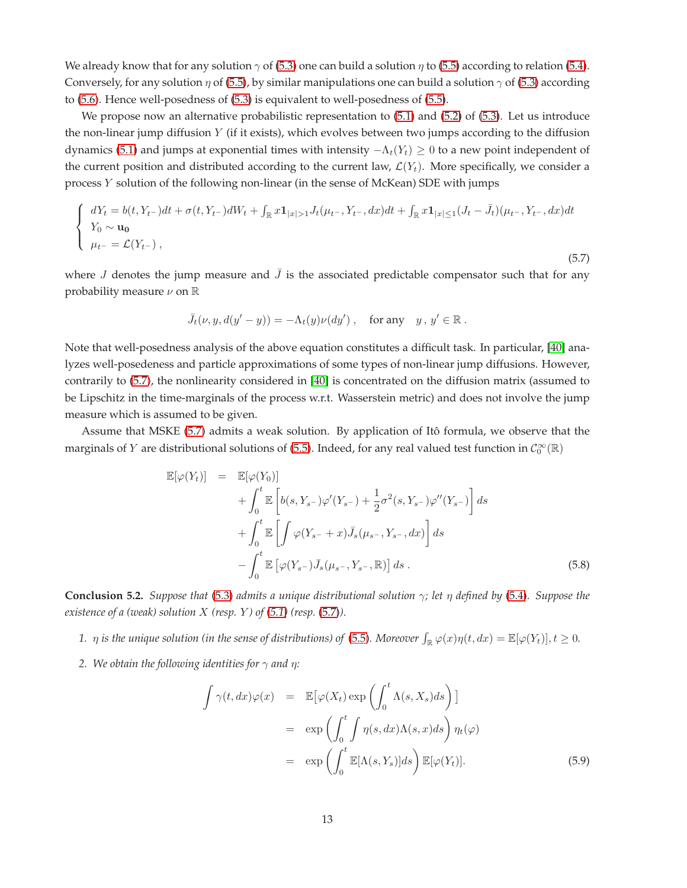We already know that for any solution $\gamma$ of (5.3) one can build a solution $\eta$ to (5.5) according to relation (5.4). Conversely, for any solution $\eta$ of (5.5), by similar manipulations one can build a solution $\gamma$ of (5.3) according to (5.6). Hence well-posedness of (5.3) is equivalent to well-posedness of (5.5).

We propose now an alternative probabilistic representation to (5.1) and (5.2) of (5.3). Let us introduce the non-linear jump diffusion $Y$ (if it exists), which evolves between two jumps according to the diffusion dynamics (5.1) and jumps at exponential times with intensity $-\Lambda_t(Y_t) \geq 0$ to a new point independent of the current position and distributed according to the current law, $\mathcal{L}(Y_t)$. More specifically, we consider a process $Y$ solution of the following non-linear (in the sense of McKean) SDE with jumps

$$
\left\{
\begin{array}{l}
dY_t = b(t, Y_{t^-})dt + \sigma(t, Y_{t^-})dW_t + \int_{\mathbb{R}} x \mathbf{1}_{|x|>1} J_t(\mu_{t^-}, Y_{t^-}, dx)dt + \int_{\mathbb{R}} x \mathbf{1}_{|x|\leq 1} (J_t - \bar{J}_t)(\mu_{t^-}, Y_{t^-}, dx)dt \\
Y_0 \sim \mathbf{u_0} \\
\mu_{t^-} = \mathcal{L}(Y_{t^-})\,,
\end{array}
\right.
\tag{5.7}
$$

where $J$ denotes the jump measure and $\bar{J}$ is the associated predictable compensator such that for any probability measure $\nu$ on $\mathbb{R}$

$$
\bar{J}_t(\nu, y, d(y'-y)) = -\Lambda_t(y)\nu(dy')\,, \quad \text{for any} \quad y\,,\, y' \in \mathbb{R}\,.
$$

Note that well-posedness analysis of the above equation constitutes a difficult task. In particular, [40] analyzes well-posedeness and particle approximations of some types of non-linear jump diffusions. However, contrarily to (5.7), the nonlinearity considered in [40] is concentrated on the diffusion matrix (assumed to be Lipschitz in the time-marginals of the process w.r.t. Wasserstein metric) and does not involve the jump measure which is assumed to be given.

Assume that MSKE (5.7) admits a weak solution. By application of Itô formula, we observe that the marginals of $Y$ are distributional solutions of (5.5). Indeed, for any real valued test function in $\mathcal{C}_0^\infty(\mathbb{R})$

$$
\begin{aligned}
\mathbb{E}[\varphi(Y_t)] \;=\;& \mathbb{E}[\varphi(Y_0)] \\
&+ \int_0^t \mathbb{E}\left[b(s, Y_{s^-})\varphi'(Y_{s^-}) + \frac{1}{2}\sigma^2(s, Y_{s^-})\varphi''(Y_{s^-})\right] ds \\
&+ \int_0^t \mathbb{E}\left[\int \varphi(Y_{s^-} + x)\bar{J}_s(\mu_{s^-}, Y_{s^-}, dx)\right] ds \\
&- \int_0^t \mathbb{E}\left[\varphi(Y_{s^-})\bar{J}_s(\mu_{s^-}, Y_{s^-}, \mathbb{R})\right] ds\,.
\end{aligned}
\tag{5.8}
$$

**Conclusion 5.2.** *Suppose that (5.3) admits a unique distributional solution $\gamma$; let $\eta$ defined by (5.4). Suppose the existence of a (weak) solution $X$ (resp. $Y$) of (5.1) (resp. (5.7)).*

1. *$\eta$ is the unique solution (in the sense of distributions) of (5.5). Moreover $\int_{\mathbb{R}} \varphi(x)\eta(t, dx) = \mathbb{E}[\varphi(Y_t)], t \geq 0$.*
2. *We obtain the following identities for $\gamma$ and $\eta$:*

$$
\begin{aligned}
\int \gamma(t, dx)\varphi(x) \;&=\; \mathbb{E}\big[\varphi(X_t)\exp\left(\int_0^t \Lambda(s, X_s)ds\right)\big] \\
&=\; \exp\left(\int_0^t \int \eta(s, dx)\Lambda(s, x)ds\right)\eta_t(\varphi) \\
&=\; \exp\left(\int_0^t \mathbb{E}[\Lambda(s, Y_s)]ds\right)\mathbb{E}[\varphi(Y_t)].
\end{aligned}
\tag{5.9}
$$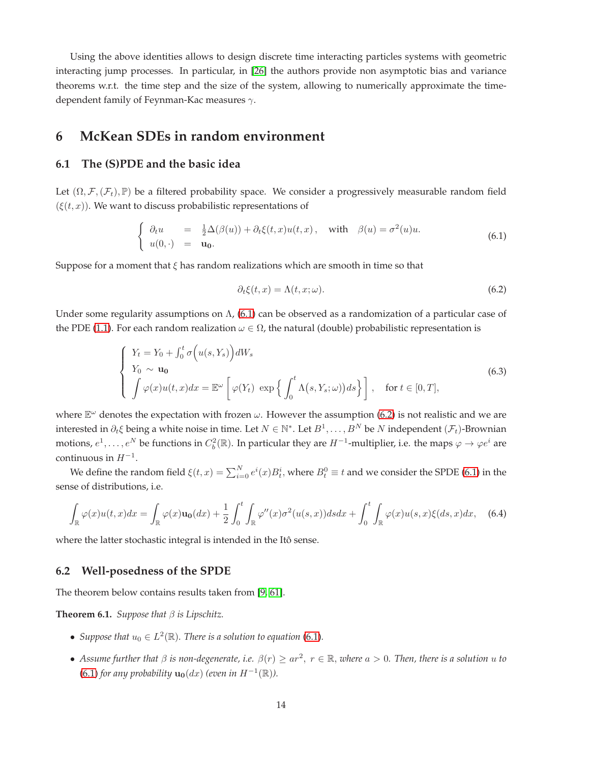Using the above identities allows to design discrete time interacting particles systems with geometric interacting jump processes. In particular, in [26] the authors provide non asymptotic bias and variance theorems w.r.t. the time step and the size of the system, allowing to numerically approximate the time-dependent family of Feynman-Kac measures $\gamma$.

# 6 McKean SDEs in random environment

## 6.1 The (S)PDE and the basic idea

Let $(\Omega, \mathcal{F}, (\mathcal{F}_t), \mathbb{P})$ be a filtered probability space. We consider a progressively measurable random field $(\xi(t,x))$. We want to discuss probabilistic representations of

$$\begin{cases} \partial_t u &= \frac{1}{2}\Delta(\beta(u)) + \partial_t \xi(t,x) u(t,x)\,, \quad \text{with} \quad \beta(u) = \sigma^2(u)u. \\ u(0,\cdot) &= \mathbf{u_0}. \end{cases} \tag{6.1}$$

Suppose for a moment that $\xi$ has random realizations which are smooth in time so that

$$\partial_t \xi(t,x) = \Lambda(t,x;\omega). \tag{6.2}$$

Under some regularity assumptions on $\Lambda$, (6.1) can be observed as a randomization of a particular case of the PDE (1.1). For each random realization $\omega \in \Omega$, the natural (double) probabilistic representation is

$$\begin{cases} Y_t = Y_0 + \int_0^t \sigma\Big(u(s,Y_s)\Big)dW_s \\ Y_0 \sim \mathbf{u_0} \\ \displaystyle\int \varphi(x)u(t,x)dx = \mathbb{E}^{\omega}\left[\varphi(Y_t)\ \exp\Big\{\int_0^t \Lambda\big(s,Y_s;\omega\big)\,ds\Big\}\right], \quad \text{for } t \in [0,T], \end{cases} \tag{6.3}$$

where $\mathbb{E}^{\omega}$ denotes the expectation with frozen $\omega$. However the assumption (6.2) is not realistic and we are interested in $\partial_t \xi$ being a white noise in time. Let $N \in \mathbb{N}^*$. Let $B^1, \ldots, B^N$ be $N$ independent $(\mathcal{F}_t)$-Brownian motions, $e^1, \ldots, e^N$ be functions in $C_b^2(\mathbb{R})$. In particular they are $H^{-1}$-multiplier, i.e. the maps $\varphi \to \varphi e^i$ are continuous in $H^{-1}$.

We define the random field $\xi(t,x) = \sum_{i=0}^N e^i(x)B_t^i$, where $B_t^0 \equiv t$ and we consider the SPDE (6.1) in the sense of distributions, i.e.

$$\int_{\mathbb{R}} \varphi(x)u(t,x)dx = \int_{\mathbb{R}} \varphi(x)\mathbf{u_0}(dx) + \frac{1}{2}\int_0^t \int_{\mathbb{R}} \varphi''(x)\sigma^2(u(s,x))dsdx + \int_0^t \int_{\mathbb{R}} \varphi(x)u(s,x)\xi(ds,x)dx, \tag{6.4}$$

where the latter stochastic integral is intended in the Itô sense.

## 6.2 Well-posedness of the SPDE

The theorem below contains results taken from [9, 61].

**Theorem 6.1.** *Suppose that $\beta$ is Lipschitz.*

- *Suppose that $u_0 \in L^2(\mathbb{R})$. There is a solution to equation (6.1).*
- *Assume further that $\beta$ is non-degenerate, i.e. $\beta(r) \geq ar^2,\ r \in \mathbb{R}$, where $a > 0$. Then, there is a solution $u$ to (6.1) for any probability $\mathbf{u_0}(dx)$ (even in $H^{-1}(\mathbb{R})$).*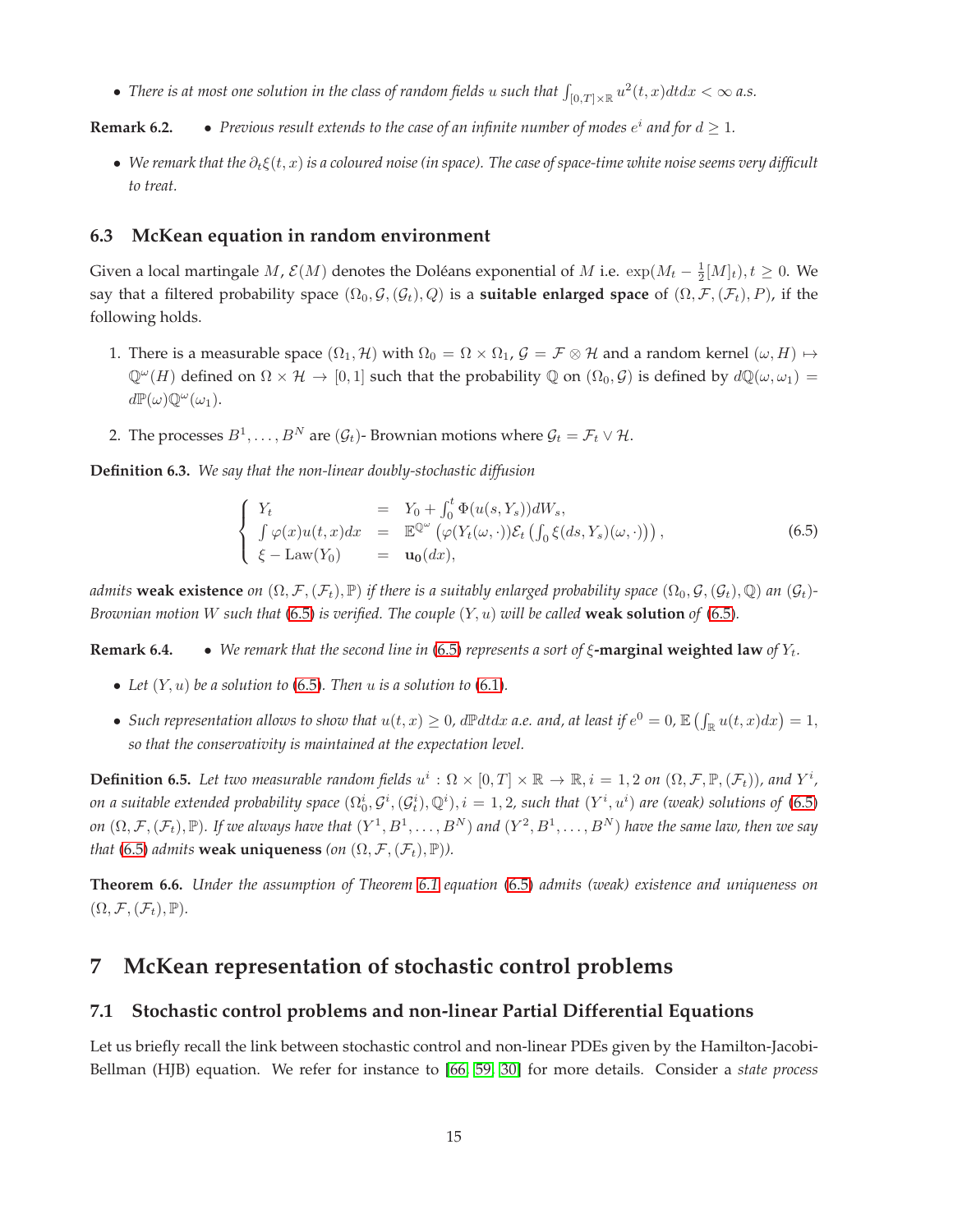- *There is at most one solution in the class of random fields $u$ such that $\int_{[0,T]\times\mathbb{R}} u^2(t,x)dtdx < \infty$ a.s.*

**Remark 6.2.**

- *Previous result extends to the case of an infinite number of modes $e^i$ and for $d \geq 1$.*
- *We remark that the $\partial_t \xi(t,x)$ is a coloured noise (in space). The case of space-time white noise seems very difficult to treat.*

### 6.3 McKean equation in random environment

Given a local martingale $M$, $\mathcal{E}(M)$ denotes the Doléans exponential of $M$ i.e. $\exp(M_t - \frac{1}{2}[M]_t), t \geq 0$. We say that a filtered probability space $(\Omega_0, \mathcal{G}, (\mathcal{G}_t), Q)$ is a **suitable enlarged space** of $(\Omega, \mathcal{F}, (\mathcal{F}_t), P)$, if the following holds.

1. There is a measurable space $(\Omega_1, \mathcal{H})$ with $\Omega_0 = \Omega \times \Omega_1$, $\mathcal{G} = \mathcal{F} \otimes \mathcal{H}$ and a random kernel $(\omega, H) \mapsto \mathbb{Q}^\omega(H)$ defined on $\Omega \times \mathcal{H} \to [0,1]$ such that the probability $\mathbb{Q}$ on $(\Omega_0, \mathcal{G})$ is defined by $d\mathbb{Q}(\omega, \omega_1) = d\mathbb{P}(\omega)\mathbb{Q}^\omega(\omega_1)$.
2. The processes $B^1, \ldots, B^N$ are $(\mathcal{G}_t)$- Brownian motions where $\mathcal{G}_t = \mathcal{F}_t \vee \mathcal{H}$.

**Definition 6.3.** *We say that the non-linear doubly-stochastic diffusion*

$$
\left\{
\begin{array}{lll}
Y_t & = & Y_0 + \int_0^t \Phi(u(s,Y_s))dW_s, \\
\int \varphi(x)u(t,x)dx & = & \mathbb{E}^{\mathbb{Q}^\omega}\left(\varphi(Y_t(\omega,\cdot))\mathcal{E}_t\left(\int_0 \xi(ds,Y_s)(\omega,\cdot)\right)\right), \\
\xi - \mathrm{Law}(Y_0) & = & \mathbf{u_0}(dx),
\end{array}
\right. \tag{6.5}
$$

*admits* **weak existence** *on $(\Omega, \mathcal{F}, (\mathcal{F}_t), \mathbb{P})$ if there is a suitably enlarged probability space $(\Omega_0, \mathcal{G}, (\mathcal{G}_t), \mathbb{Q})$ an $(\mathcal{G}_t)$-Brownian motion $W$ such that (6.5) is verified. The couple $(Y, u)$ will be called* **weak solution** *of (6.5).*

**Remark 6.4.**

- *We remark that the second line in (6.5) represents a sort of $\xi$-***marginal weighted law** *of $Y_t$.*
- *Let $(Y,u)$ be a solution to (6.5). Then $u$ is a solution to (6.1).*
- *Such representation allows to show that $u(t,x) \geq 0$, $d\mathbb{P}dtdx$ a.e. and, at least if $e^0 = 0$, $\mathbb{E}\left(\int_{\mathbb{R}} u(t,x)dx\right) = 1$, so that the conservativity is maintained at the expectation level.*

**Definition 6.5.** *Let two measurable random fields $u^i : \Omega \times [0,T] \times \mathbb{R} \to \mathbb{R}, i = 1,2$ on $(\Omega, \mathcal{F}, \mathbb{P}, (\mathcal{F}_t))$, and $Y^i$, on a suitable extended probability space $(\Omega_0^i, \mathcal{G}^i, (\mathcal{G}_t^i), \mathbb{Q}^i), i = 1,2$, such that $(Y^i, u^i)$ are (weak) solutions of (6.5) on $(\Omega, \mathcal{F}, (\mathcal{F}_t), \mathbb{P})$. If we always have that $(Y^1, B^1, \ldots, B^N)$ and $(Y^2, B^1, \ldots, B^N)$ have the same law, then we say that (6.5) admits* **weak uniqueness** *(on $(\Omega, \mathcal{F}, (\mathcal{F}_t), \mathbb{P})$).*

**Theorem 6.6.** *Under the assumption of Theorem 6.1 equation (6.5) admits (weak) existence and uniqueness on $(\Omega, \mathcal{F}, (\mathcal{F}_t), \mathbb{P})$.*

## 7 McKean representation of stochastic control problems

### 7.1 Stochastic control problems and non-linear Partial Differential Equations

Let us briefly recall the link between stochastic control and non-linear PDEs given by the Hamilton-Jacobi-Bellman (HJB) equation. We refer for instance to [66, 59, 30] for more details. Consider a *state process*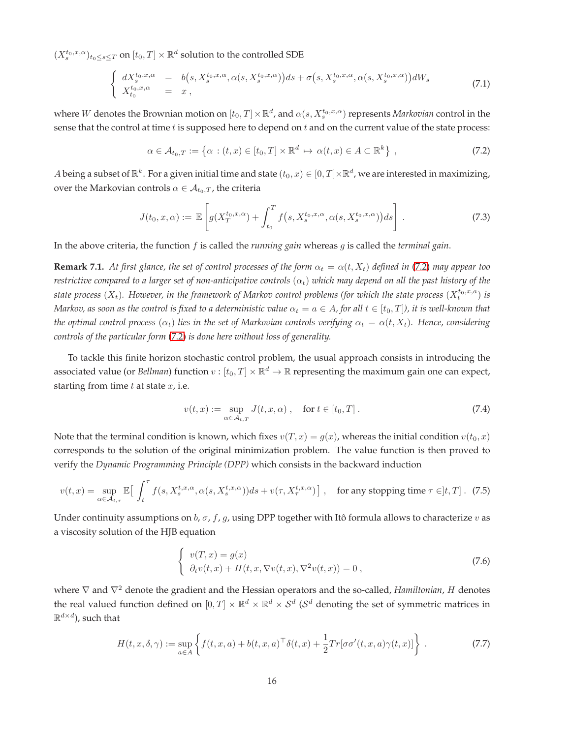$(X_s^{t_0,x,\alpha})_{t_0\le s\le T}$ on $[t_0,T]\times\mathbb{R}^d$ solution to the controlled SDE

$$
\begin{cases} dX_s^{t_0,x,\alpha} &= b\big(s, X_s^{t_0,x,\alpha}, \alpha(s, X_s^{t_0,x,\alpha})\big)ds + \sigma\big(s, X_s^{t_0,x,\alpha}, \alpha(s, X_s^{t_0,x,\alpha})\big)dW_s \\ X_{t_0}^{t_0,x,\alpha} &= x\,, \end{cases} \tag{7.1}
$$

where $W$ denotes the Brownian motion on $[t_0,T]\times\mathbb{R}^d$, and $\alpha(s, X_s^{t_0,x,\alpha})$ represents *Markovian* control in the sense that the control at time $t$ is supposed here to depend on $t$ and on the current value of the state process:

$$
\alpha \in \mathcal{A}_{t_0,T} := \left\{\alpha : (t,x)\in[t_0,T]\times\mathbb{R}^d \mapsto \alpha(t,x)\in A\subset\mathbb{R}^k\right\}\,, \tag{7.2}
$$

$A$ being a subset of $\mathbb{R}^k$. For a given initial time and state $(t_0,x)\in[0,T]\times\mathbb{R}^d$, we are interested in maximizing, over the Markovian controls $\alpha\in\mathcal{A}_{t_0,T}$, the criteria

$$
J(t_0,x,\alpha) := \mathbb{E}\left[g(X_T^{t_0,x,\alpha}) + \int_{t_0}^T f\big(s, X_s^{t_0,x,\alpha}, \alpha(s, X_s^{t_0,x,\alpha})\big)ds\right]\,. \tag{7.3}
$$

In the above criteria, the function $f$ is called the *running gain* whereas $g$ is called the *terminal gain*.

**Remark 7.1.** *At first glance, the set of control processes of the form $\alpha_t = \alpha(t,X_t)$ defined in (7.2) may appear too restrictive compared to a larger set of non-anticipative controls $(\alpha_t)$ which may depend on all the past history of the state process $(X_t)$. However, in the framework of Markov control problems (for which the state process $(X_t^{t_0,x,a})$ is Markov, as soon as the control is fixed to a deterministic value $\alpha_t = a\in A$, for all $t\in[t_0,T]$), it is well-known that the optimal control process $(\alpha_t)$ lies in the set of Markovian controls verifying $\alpha_t = \alpha(t,X_t)$. Hence, considering controls of the particular form (7.2) is done here without loss of generality.*

To tackle this finite horizon stochastic control problem, the usual approach consists in introducing the associated value (or *Bellman*) function $v:[t_0,T]\times\mathbb{R}^d\to\mathbb{R}$ representing the maximum gain one can expect, starting from time $t$ at state $x$, i.e.

$$
v(t,x) := \sup_{\alpha\in\mathcal{A}_{t,T}} J(t,x,\alpha)\,, \quad \text{for } t\in[t_0,T]\,. \tag{7.4}
$$

Note that the terminal condition is known, which fixes $v(T,x)=g(x)$, whereas the initial condition $v(t_0,x)$ corresponds to the solution of the original minimization problem. The value function is then proved to verify the *Dynamic Programming Principle (DPP)* which consists in the backward induction

$$
v(t,x) = \sup_{\alpha\in\mathcal{A}_{t,\tau}} \mathbb{E}\Big[\int_t^\tau f(s, X_s^{t,x,\alpha}, \alpha(s, X_s^{t,x,\alpha}))ds + v(\tau, X_\tau^{t,x,\alpha})\Big]\,, \quad \text{for any stopping time } \tau\in]t,T]\,. \tag{7.5}
$$

Under continuity assumptions on $b$, $\sigma$, $f$, $g$, using DPP together with Itô formula allows to characterize $v$ as a viscosity solution of the HJB equation

$$
\begin{cases} v(T,x) = g(x) \\ \partial_t v(t,x) + H(t,x,\nabla v(t,x), \nabla^2 v(t,x)) = 0\,, \end{cases} \tag{7.6}
$$

where $\nabla$ and $\nabla^2$ denote the gradient and the Hessian operators and the so-called, *Hamiltonian*, $H$ denotes the real valued function defined on $[0,T]\times\mathbb{R}^d\times\mathbb{R}^d\times\mathcal{S}^d$ ($\mathcal{S}^d$ denoting the set of symmetric matrices in $\mathbb{R}^{d\times d}$), such that

$$
H(t,x,\delta,\gamma) := \sup_{a\in A}\left\{f(t,x,a) + b(t,x,a)^\top\delta(t,x) + \frac{1}{2}Tr[\sigma\sigma'(t,x,a)\gamma(t,x)]\right\}\,. \tag{7.7}
$$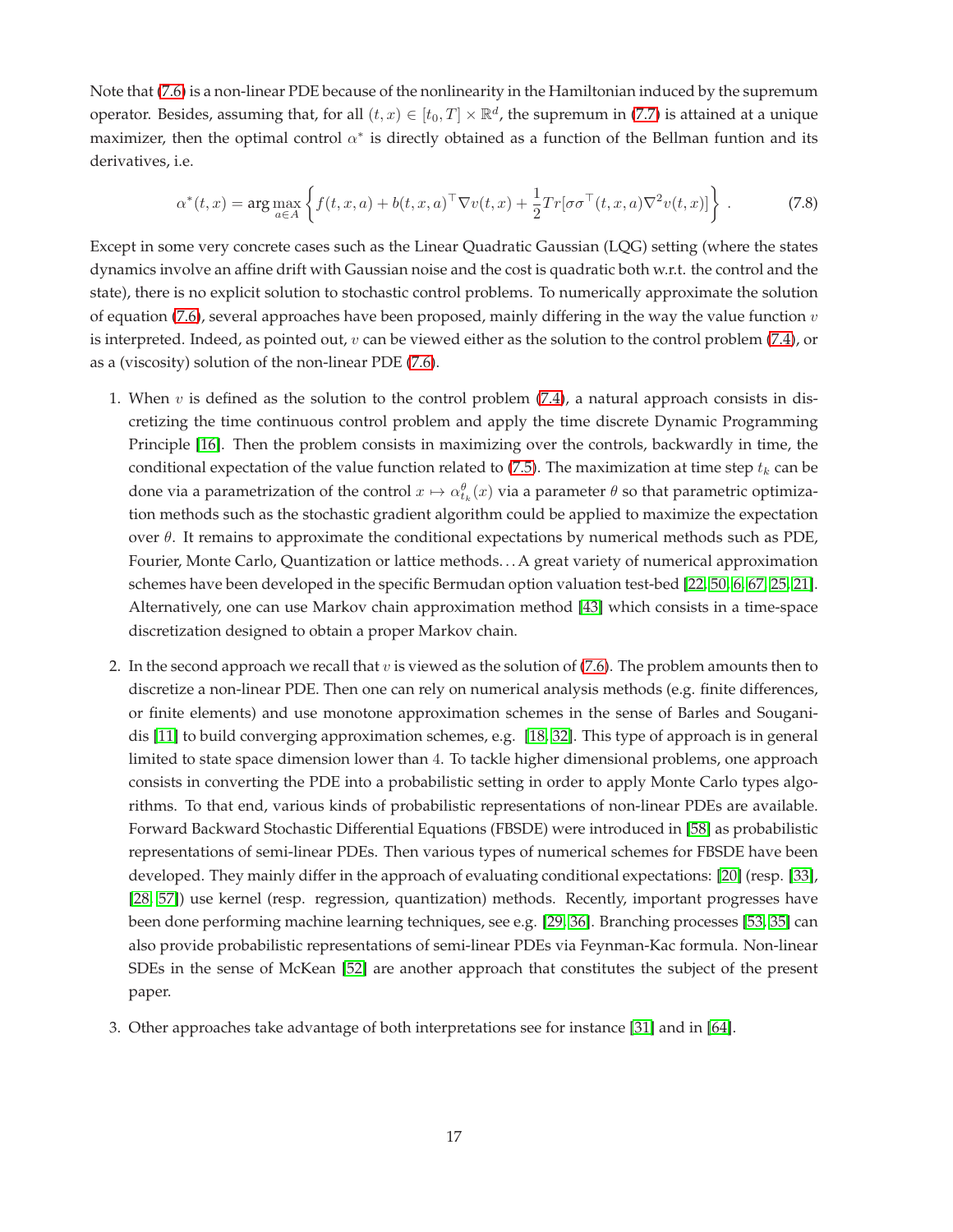Note that (7.6) is a non-linear PDE because of the nonlinearity in the Hamiltonian induced by the supremum operator. Besides, assuming that, for all $(t,x) \in [t_0, T] \times \mathbb{R}^d$, the supremum in (7.7) is attained at a unique maximizer, then the optimal control $\alpha^*$ is directly obtained as a function of the Bellman funtion and its derivatives, i.e.

$$\alpha^*(t,x) = \arg\max_{a \in A} \left\{ f(t,x,a) + b(t,x,a)^\top \nabla v(t,x) + \frac{1}{2} Tr[\sigma\sigma^\top(t,x,a)\nabla^2 v(t,x)] \right\} . \tag{7.8}$$

Except in some very concrete cases such as the Linear Quadratic Gaussian (LQG) setting (where the states dynamics involve an affine drift with Gaussian noise and the cost is quadratic both w.r.t. the control and the state), there is no explicit solution to stochastic control problems. To numerically approximate the solution of equation (7.6), several approaches have been proposed, mainly differing in the way the value function $v$ is interpreted. Indeed, as pointed out, $v$ can be viewed either as the solution to the control problem (7.4), or as a (viscosity) solution of the non-linear PDE (7.6).

1. When $v$ is defined as the solution to the control problem (7.4), a natural approach consists in discretizing the time continuous control problem and apply the time discrete Dynamic Programming Principle [16]. Then the problem consists in maximizing over the controls, backwardly in time, the conditional expectation of the value function related to (7.5). The maximization at time step $t_k$ can be done via a parametrization of the control $x \mapsto \alpha^\theta_{t_k}(x)$ via a parameter $\theta$ so that parametric optimization methods such as the stochastic gradient algorithm could be applied to maximize the expectation over $\theta$. It remains to approximate the conditional expectations by numerical methods such as PDE, Fourier, Monte Carlo, Quantization or lattice methods. . . A great variety of numerical approximation schemes have been developed in the specific Bermudan option valuation test-bed [22, 50, 6, 67, 25, 21]. Alternatively, one can use Markov chain approximation method [43] which consists in a time-space discretization designed to obtain a proper Markov chain.

2. In the second approach we recall that $v$ is viewed as the solution of (7.6). The problem amounts then to discretize a non-linear PDE. Then one can rely on numerical analysis methods (e.g. finite differences, or finite elements) and use monotone approximation schemes in the sense of Barles and Souganidis [11] to build converging approximation schemes, e.g. [18, 32]. This type of approach is in general limited to state space dimension lower than 4. To tackle higher dimensional problems, one approach consists in converting the PDE into a probabilistic setting in order to apply Monte Carlo types algorithms. To that end, various kinds of probabilistic representations of non-linear PDEs are available. Forward Backward Stochastic Differential Equations (FBSDE) were introduced in [58] as probabilistic representations of semi-linear PDEs. Then various types of numerical schemes for FBSDE have been developed. They mainly differ in the approach of evaluating conditional expectations: [20] (resp. [33], [28, 57]) use kernel (resp. regression, quantization) methods. Recently, important progresses have been done performing machine learning techniques, see e.g. [29, 36]. Branching processes [53, 35] can also provide probabilistic representations of semi-linear PDEs via Feynman-Kac formula. Non-linear SDEs in the sense of McKean [52] are another approach that constitutes the subject of the present paper.

3. Other approaches take advantage of both interpretations see for instance [31] and in [64].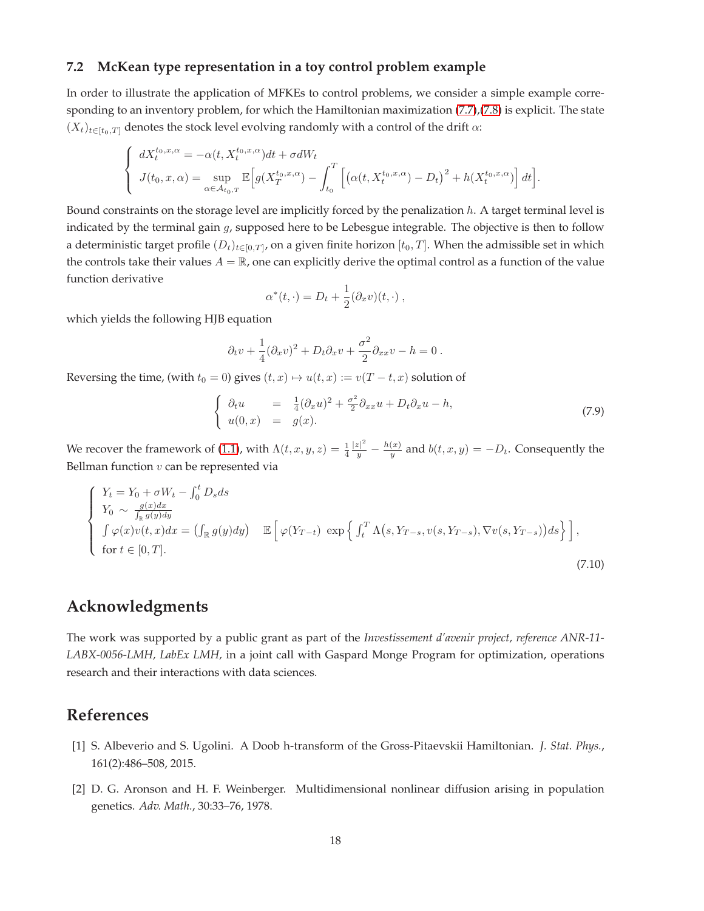### 7.2 McKean type representation in a toy control problem example

In order to illustrate the application of MFKEs to control problems, we consider a simple example corresponding to an inventory problem, for which the Hamiltonian maximization (7.7),(7.8) is explicit. The state $(X_t)_{t\in[t_0,T]}$ denotes the stock level evolving randomly with a control of the drift $\alpha$:

$$
\begin{cases}
dX_t^{t_0,x,\alpha} = -\alpha(t, X_t^{t_0,x,\alpha})dt + \sigma dW_t \\
J(t_0,x,\alpha) = \sup\limits_{\alpha\in\mathcal{A}_{t_0,T}} \mathbb{E}\Big[g(X_T^{t_0,x,\alpha}) - \displaystyle\int_{t_0}^T \Big[\big(\alpha(t,X_t^{t_0,x,\alpha}) - D_t\big)^2 + h(X_t^{t_0,x,\alpha})\Big]\, dt\Big].
\end{cases}
$$

Bound constraints on the storage level are implicitly forced by the penalization $h$. A target terminal level is indicated by the terminal gain $g$, supposed here to be Lebesgue integrable. The objective is then to follow a deterministic target profile $(D_t)_{t\in[0,T]}$, on a given finite horizon $[t_0,T]$. When the admissible set in which the controls take their values $A=\mathbb{R}$, one can explicitly derive the optimal control as a function of the value function derivative

$$
\alpha^*(t,\cdot) = D_t + \frac{1}{2}(\partial_x v)(t,\cdot)\ ,
$$

which yields the following HJB equation

$$
\partial_t v + \frac{1}{4}(\partial_x v)^2 + D_t\partial_x v + \frac{\sigma^2}{2}\partial_{xx} v - h = 0\ .
$$

Reversing the time, (with $t_0=0$) gives $(t,x)\mapsto u(t,x) := v(T-t,x)$ solution of

$$
\begin{cases}
\partial_t u &=& \frac{1}{4}(\partial_x u)^2 + \frac{\sigma^2}{2}\partial_{xx}u + D_t\partial_x u - h, \\
u(0,x) &=& g(x).
\end{cases}
\tag{7.9}
$$

We recover the framework of (1.1), with $\Lambda(t,x,y,z) = \frac{1}{4}\frac{|z|^2}{y} - \frac{h(x)}{y}$ and $b(t,x,y) = -D_t$. Consequently the Bellman function $v$ can be represented via

$$
\begin{cases}
Y_t = Y_0 + \sigma W_t - \int_0^t D_s ds \\
Y_0 \sim \frac{g(x)dx}{\int_{\mathbb{R}} g(y)dy} \\
\int \varphi(x) v(t,x)dx = \left(\int_{\mathbb{R}} g(y)dy\right) \quad \mathbb{E}\left[\varphi(Y_{T-t})\ \exp\left\{\int_t^T \Lambda\big(s, Y_{T-s}, v(s,Y_{T-s}), \nabla v(s,Y_{T-s})\big)ds\right\}\right], \\
\text{for } t\in[0,T].
\end{cases}
\tag{7.10}
$$

## Acknowledgments

The work was supported by a public grant as part of the *Investissement d'avenir project, reference ANR-11-LABX-0056-LMH, LabEx LMH,* in a joint call with Gaspard Monge Program for optimization, operations research and their interactions with data sciences.

## References

[1] S. Albeverio and S. Ugolini. A Doob h-transform of the Gross-Pitaevskii Hamiltonian. *J. Stat. Phys.*, 161(2):486–508, 2015.

[2] D. G. Aronson and H. F. Weinberger. Multidimensional nonlinear diffusion arising in population genetics. *Adv. Math.*, 30:33–76, 1978.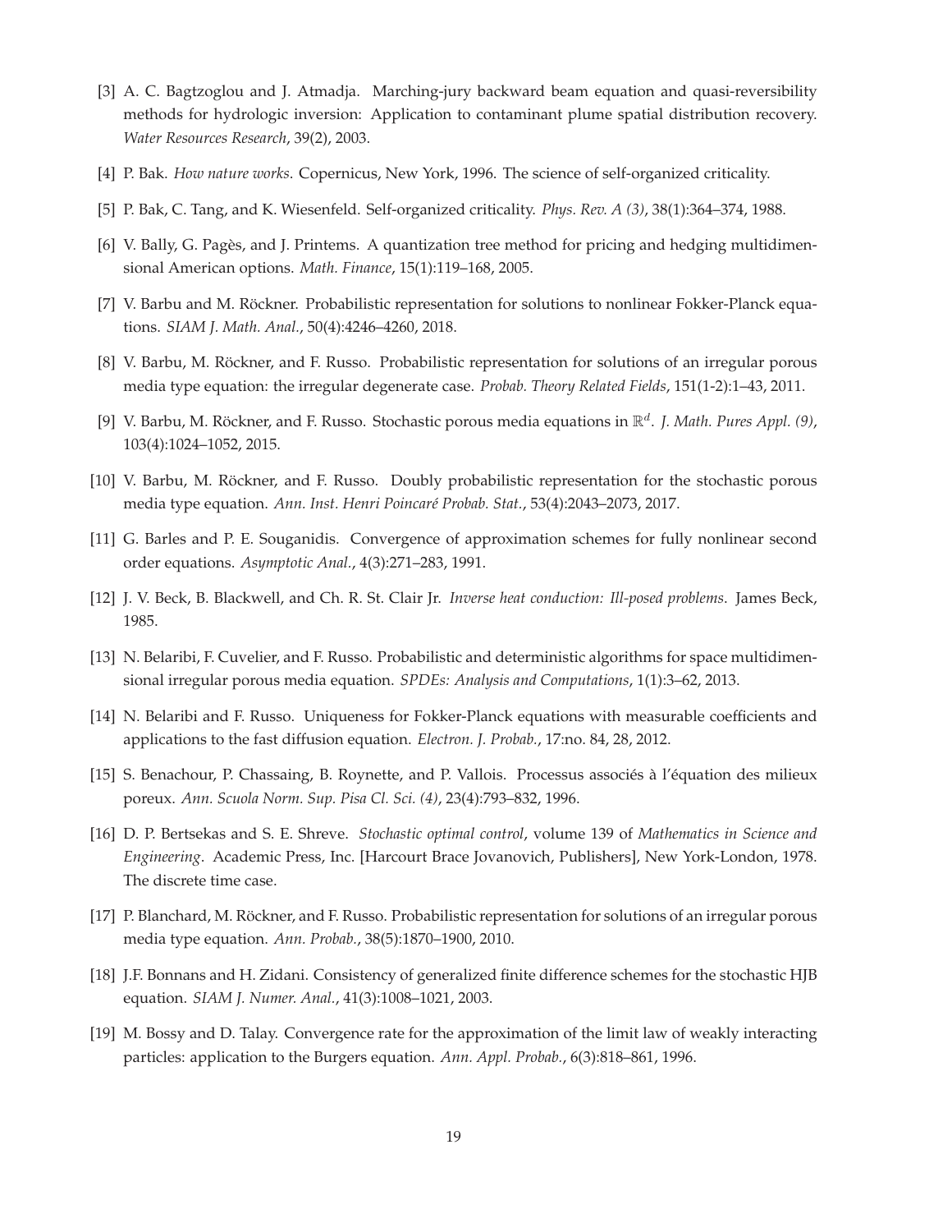[3] A. C. Bagtzoglou and J. Atmadja. Marching-jury backward beam equation and quasi-reversibility methods for hydrologic inversion: Application to contaminant plume spatial distribution recovery. *Water Resources Research*, 39(2), 2003.

[4] P. Bak. *How nature works*. Copernicus, New York, 1996. The science of self-organized criticality.

[5] P. Bak, C. Tang, and K. Wiesenfeld. Self-organized criticality. *Phys. Rev. A (3)*, 38(1):364–374, 1988.

[6] V. Bally, G. Pagès, and J. Printems. A quantization tree method for pricing and hedging multidimensional American options. *Math. Finance*, 15(1):119–168, 2005.

[7] V. Barbu and M. Röckner. Probabilistic representation for solutions to nonlinear Fokker-Planck equations. *SIAM J. Math. Anal.*, 50(4):4246–4260, 2018.

[8] V. Barbu, M. Röckner, and F. Russo. Probabilistic representation for solutions of an irregular porous media type equation: the irregular degenerate case. *Probab. Theory Related Fields*, 151(1-2):1–43, 2011.

[9] V. Barbu, M. Röckner, and F. Russo. Stochastic porous media equations in $\mathbb{R}^d$. *J. Math. Pures Appl. (9)*, 103(4):1024–1052, 2015.

[10] V. Barbu, M. Röckner, and F. Russo. Doubly probabilistic representation for the stochastic porous media type equation. *Ann. Inst. Henri Poincaré Probab. Stat.*, 53(4):2043–2073, 2017.

[11] G. Barles and P. E. Souganidis. Convergence of approximation schemes for fully nonlinear second order equations. *Asymptotic Anal.*, 4(3):271–283, 1991.

[12] J. V. Beck, B. Blackwell, and Ch. R. St. Clair Jr. *Inverse heat conduction: Ill-posed problems*. James Beck, 1985.

[13] N. Belaribi, F. Cuvelier, and F. Russo. Probabilistic and deterministic algorithms for space multidimensional irregular porous media equation. *SPDEs: Analysis and Computations*, 1(1):3–62, 2013.

[14] N. Belaribi and F. Russo. Uniqueness for Fokker-Planck equations with measurable coefficients and applications to the fast diffusion equation. *Electron. J. Probab.*, 17:no. 84, 28, 2012.

[15] S. Benachour, P. Chassaing, B. Roynette, and P. Vallois. Processus associés à l'équation des milieux poreux. *Ann. Scuola Norm. Sup. Pisa Cl. Sci. (4)*, 23(4):793–832, 1996.

[16] D. P. Bertsekas and S. E. Shreve. *Stochastic optimal control*, volume 139 of *Mathematics in Science and Engineering*. Academic Press, Inc. [Harcourt Brace Jovanovich, Publishers], New York-London, 1978. The discrete time case.

[17] P. Blanchard, M. Röckner, and F. Russo. Probabilistic representation for solutions of an irregular porous media type equation. *Ann. Probab.*, 38(5):1870–1900, 2010.

[18] J.F. Bonnans and H. Zidani. Consistency of generalized finite difference schemes for the stochastic HJB equation. *SIAM J. Numer. Anal.*, 41(3):1008–1021, 2003.

[19] M. Bossy and D. Talay. Convergence rate for the approximation of the limit law of weakly interacting particles: application to the Burgers equation. *Ann. Appl. Probab.*, 6(3):818–861, 1996.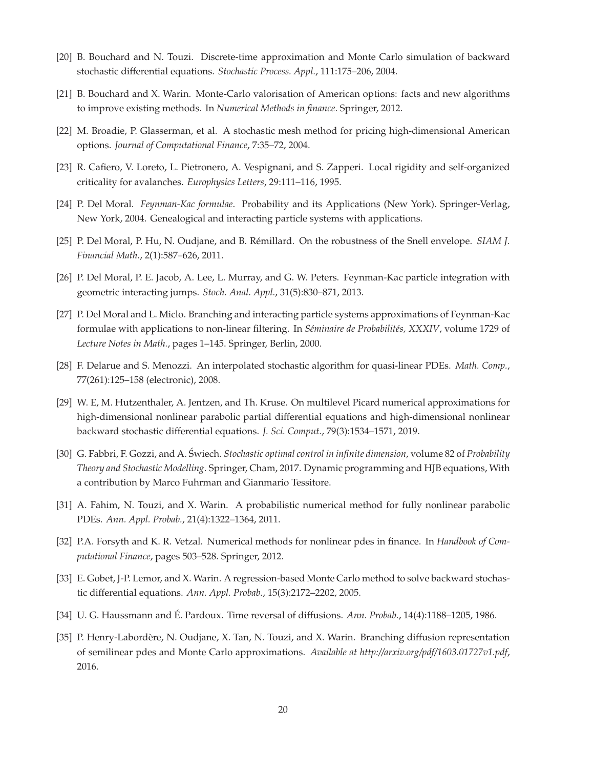[20] B. Bouchard and N. Touzi. Discrete-time approximation and Monte Carlo simulation of backward stochastic differential equations. *Stochastic Process. Appl.*, 111:175–206, 2004.

[21] B. Bouchard and X. Warin. Monte-Carlo valorisation of American options: facts and new algorithms to improve existing methods. In *Numerical Methods in finance*. Springer, 2012.

[22] M. Broadie, P. Glasserman, et al. A stochastic mesh method for pricing high-dimensional American options. *Journal of Computational Finance*, 7:35–72, 2004.

[23] R. Cafiero, V. Loreto, L. Pietronero, A. Vespignani, and S. Zapperi. Local rigidity and self-organized criticality for avalanches. *Europhysics Letters*, 29:111–116, 1995.

[24] P. Del Moral. *Feynman-Kac formulae*. Probability and its Applications (New York). Springer-Verlag, New York, 2004. Genealogical and interacting particle systems with applications.

[25] P. Del Moral, P. Hu, N. Oudjane, and B. Rémillard. On the robustness of the Snell envelope. *SIAM J. Financial Math.*, 2(1):587–626, 2011.

[26] P. Del Moral, P. E. Jacob, A. Lee, L. Murray, and G. W. Peters. Feynman-Kac particle integration with geometric interacting jumps. *Stoch. Anal. Appl.*, 31(5):830–871, 2013.

[27] P. Del Moral and L. Miclo. Branching and interacting particle systems approximations of Feynman-Kac formulae with applications to non-linear filtering. In *Séminaire de Probabilités, XXXIV*, volume 1729 of *Lecture Notes in Math.*, pages 1–145. Springer, Berlin, 2000.

[28] F. Delarue and S. Menozzi. An interpolated stochastic algorithm for quasi-linear PDEs. *Math. Comp.*, 77(261):125–158 (electronic), 2008.

[29] W. E, M. Hutzenthaler, A. Jentzen, and Th. Kruse. On multilevel Picard numerical approximations for high-dimensional nonlinear parabolic partial differential equations and high-dimensional nonlinear backward stochastic differential equations. *J. Sci. Comput.*, 79(3):1534–1571, 2019.

[30] G. Fabbri, F. Gozzi, and A. Święch. *Stochastic optimal control in infinite dimension*, volume 82 of *Probability Theory and Stochastic Modelling*. Springer, Cham, 2017. Dynamic programming and HJB equations, With a contribution by Marco Fuhrman and Gianmario Tessitore.

[31] A. Fahim, N. Touzi, and X. Warin. A probabilistic numerical method for fully nonlinear parabolic PDEs. *Ann. Appl. Probab.*, 21(4):1322–1364, 2011.

[32] P.A. Forsyth and K. R. Vetzal. Numerical methods for nonlinear pdes in finance. In *Handbook of Computational Finance*, pages 503–528. Springer, 2012.

[33] E. Gobet, J-P. Lemor, and X. Warin. A regression-based Monte Carlo method to solve backward stochastic differential equations. *Ann. Appl. Probab.*, 15(3):2172–2202, 2005.

[34] U. G. Haussmann and É. Pardoux. Time reversal of diffusions. *Ann. Probab.*, 14(4):1188–1205, 1986.

[35] P. Henry-Labordère, N. Oudjane, X. Tan, N. Touzi, and X. Warin. Branching diffusion representation of semilinear pdes and Monte Carlo approximations. *Available at http://arxiv.org/pdf/1603.01727v1.pdf*, 2016.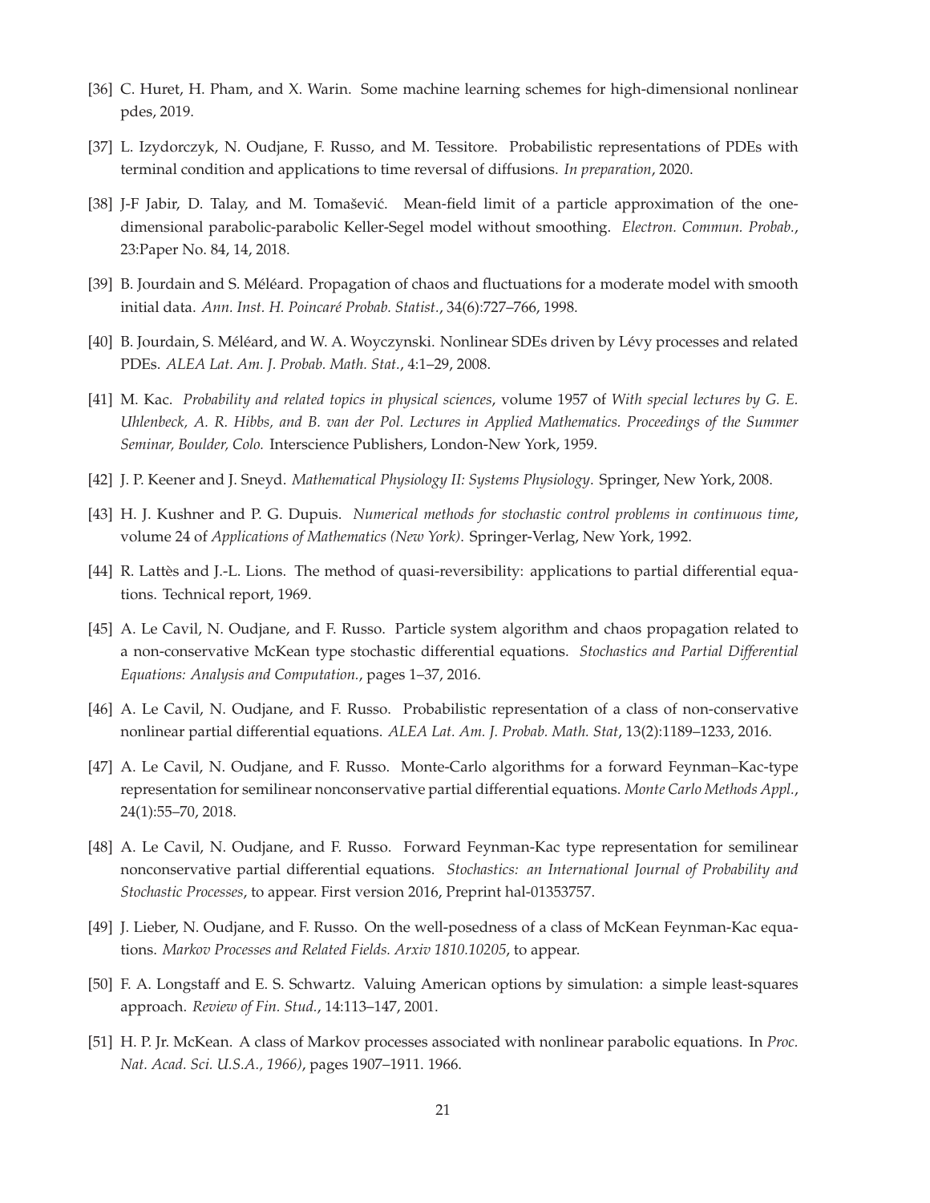[36] C. Huret, H. Pham, and X. Warin. Some machine learning schemes for high-dimensional nonlinear pdes, 2019.

[37] L. Izydorczyk, N. Oudjane, F. Russo, and M. Tessitore. Probabilistic representations of PDEs with terminal condition and applications to time reversal of diffusions. *In preparation*, 2020.

[38] J-F Jabir, D. Talay, and M. Tomašević. Mean-field limit of a particle approximation of the one-dimensional parabolic-parabolic Keller-Segel model without smoothing. *Electron. Commun. Probab.*, 23:Paper No. 84, 14, 2018.

[39] B. Jourdain and S. Méléard. Propagation of chaos and fluctuations for a moderate model with smooth initial data. *Ann. Inst. H. Poincaré Probab. Statist.*, 34(6):727–766, 1998.

[40] B. Jourdain, S. Méléard, and W. A. Woyczynski. Nonlinear SDEs driven by Lévy processes and related PDEs. *ALEA Lat. Am. J. Probab. Math. Stat.*, 4:1–29, 2008.

[41] M. Kac. *Probability and related topics in physical sciences*, volume 1957 of *With special lectures by G. E. Uhlenbeck, A. R. Hibbs, and B. van der Pol. Lectures in Applied Mathematics. Proceedings of the Summer Seminar, Boulder, Colo.* Interscience Publishers, London-New York, 1959.

[42] J. P. Keener and J. Sneyd. *Mathematical Physiology II: Systems Physiology*. Springer, New York, 2008.

[43] H. J. Kushner and P. G. Dupuis. *Numerical methods for stochastic control problems in continuous time*, volume 24 of *Applications of Mathematics (New York)*. Springer-Verlag, New York, 1992.

[44] R. Lattès and J.-L. Lions. The method of quasi-reversibility: applications to partial differential equations. Technical report, 1969.

[45] A. Le Cavil, N. Oudjane, and F. Russo. Particle system algorithm and chaos propagation related to a non-conservative McKean type stochastic differential equations. *Stochastics and Partial Differential Equations: Analysis and Computation.*, pages 1–37, 2016.

[46] A. Le Cavil, N. Oudjane, and F. Russo. Probabilistic representation of a class of non-conservative nonlinear partial differential equations. *ALEA Lat. Am. J. Probab. Math. Stat*, 13(2):1189–1233, 2016.

[47] A. Le Cavil, N. Oudjane, and F. Russo. Monte-Carlo algorithms for a forward Feynman–Kac-type representation for semilinear nonconservative partial differential equations. *Monte Carlo Methods Appl.*, 24(1):55–70, 2018.

[48] A. Le Cavil, N. Oudjane, and F. Russo. Forward Feynman-Kac type representation for semilinear nonconservative partial differential equations. *Stochastics: an International Journal of Probability and Stochastic Processes*, to appear. First version 2016, Preprint hal-01353757.

[49] J. Lieber, N. Oudjane, and F. Russo. On the well-posedness of a class of McKean Feynman-Kac equations. *Markov Processes and Related Fields. Arxiv 1810.10205*, to appear.

[50] F. A. Longstaff and E. S. Schwartz. Valuing American options by simulation: a simple least-squares approach. *Review of Fin. Stud.*, 14:113–147, 2001.

[51] H. P. Jr. McKean. A class of Markov processes associated with nonlinear parabolic equations. In *Proc. Nat. Acad. Sci. U.S.A., 1966)*, pages 1907–1911. 1966.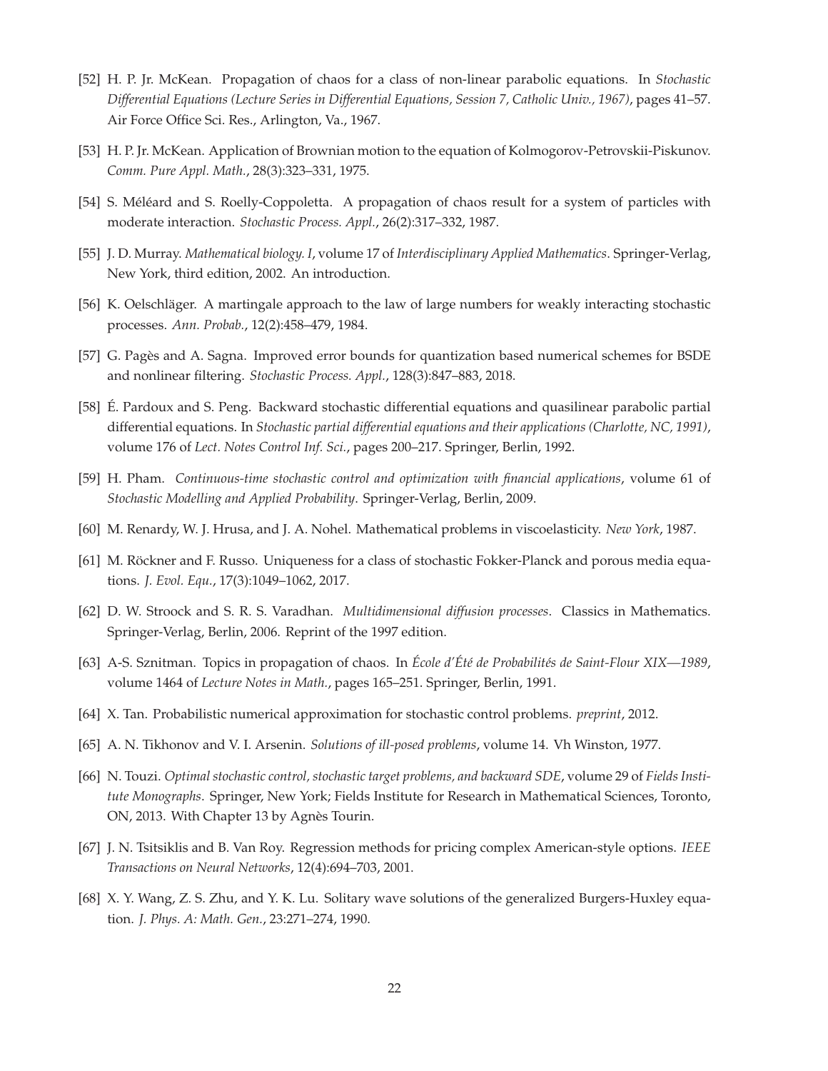[52] H. P. Jr. McKean. Propagation of chaos for a class of non-linear parabolic equations. In *Stochastic Differential Equations (Lecture Series in Differential Equations, Session 7, Catholic Univ., 1967)*, pages 41–57. Air Force Office Sci. Res., Arlington, Va., 1967.

[53] H. P. Jr. McKean. Application of Brownian motion to the equation of Kolmogorov-Petrovskii-Piskunov. *Comm. Pure Appl. Math.*, 28(3):323–331, 1975.

[54] S. Méléard and S. Roelly-Coppoletta. A propagation of chaos result for a system of particles with moderate interaction. *Stochastic Process. Appl.*, 26(2):317–332, 1987.

[55] J. D. Murray. *Mathematical biology. I*, volume 17 of *Interdisciplinary Applied Mathematics*. Springer-Verlag, New York, third edition, 2002. An introduction.

[56] K. Oelschläger. A martingale approach to the law of large numbers for weakly interacting stochastic processes. *Ann. Probab.*, 12(2):458–479, 1984.

[57] G. Pagès and A. Sagna. Improved error bounds for quantization based numerical schemes for BSDE and nonlinear filtering. *Stochastic Process. Appl.*, 128(3):847–883, 2018.

[58] É. Pardoux and S. Peng. Backward stochastic differential equations and quasilinear parabolic partial differential equations. In *Stochastic partial differential equations and their applications (Charlotte, NC, 1991)*, volume 176 of *Lect. Notes Control Inf. Sci.*, pages 200–217. Springer, Berlin, 1992.

[59] H. Pham. *Continuous-time stochastic control and optimization with financial applications*, volume 61 of *Stochastic Modelling and Applied Probability*. Springer-Verlag, Berlin, 2009.

[60] M. Renardy, W. J. Hrusa, and J. A. Nohel. Mathematical problems in viscoelasticity. *New York*, 1987.

[61] M. Röckner and F. Russo. Uniqueness for a class of stochastic Fokker-Planck and porous media equations. *J. Evol. Equ.*, 17(3):1049–1062, 2017.

[62] D. W. Stroock and S. R. S. Varadhan. *Multidimensional diffusion processes*. Classics in Mathematics. Springer-Verlag, Berlin, 2006. Reprint of the 1997 edition.

[63] A-S. Sznitman. Topics in propagation of chaos. In *École d'Été de Probabilités de Saint-Flour XIX—1989*, volume 1464 of *Lecture Notes in Math.*, pages 165–251. Springer, Berlin, 1991.

[64] X. Tan. Probabilistic numerical approximation for stochastic control problems. *preprint*, 2012.

[65] A. N. Tikhonov and V. I. Arsenin. *Solutions of ill-posed problems*, volume 14. Vh Winston, 1977.

[66] N. Touzi. *Optimal stochastic control, stochastic target problems, and backward SDE*, volume 29 of *Fields Institute Monographs*. Springer, New York; Fields Institute for Research in Mathematical Sciences, Toronto, ON, 2013. With Chapter 13 by Agnès Tourin.

[67] J. N. Tsitsiklis and B. Van Roy. Regression methods for pricing complex American-style options. *IEEE Transactions on Neural Networks*, 12(4):694–703, 2001.

[68] X. Y. Wang, Z. S. Zhu, and Y. K. Lu. Solitary wave solutions of the generalized Burgers-Huxley equation. *J. Phys. A: Math. Gen.*, 23:271–274, 1990.